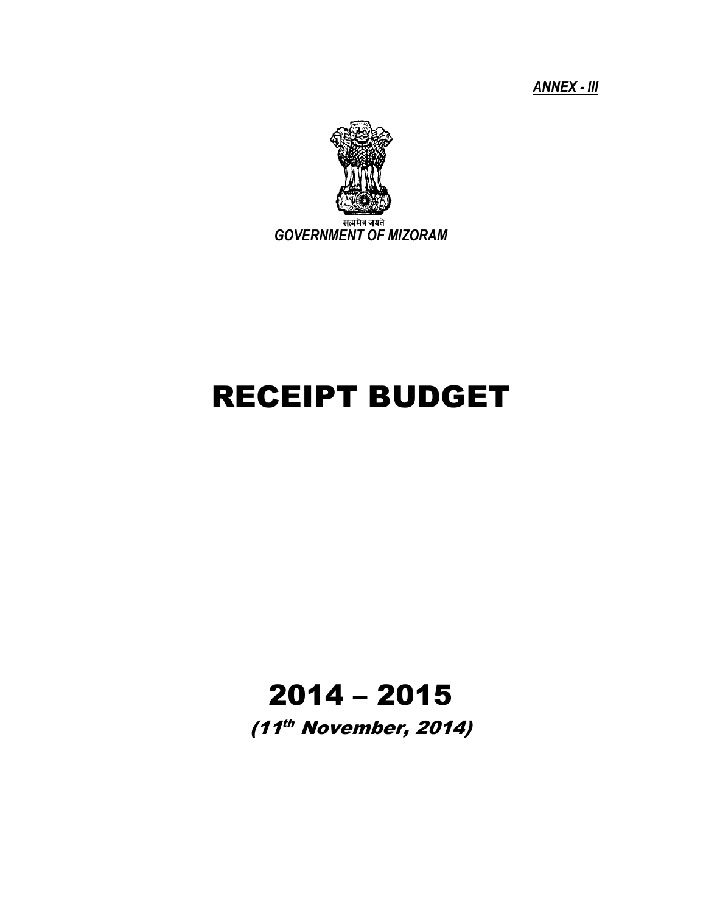***ANNEX - III***

सत्यमेव जयते

*GOVERNMENT OF MIZORAM*

# RECEIPT BUDGET

# 2014 – 2015

***(11th November, 2014)***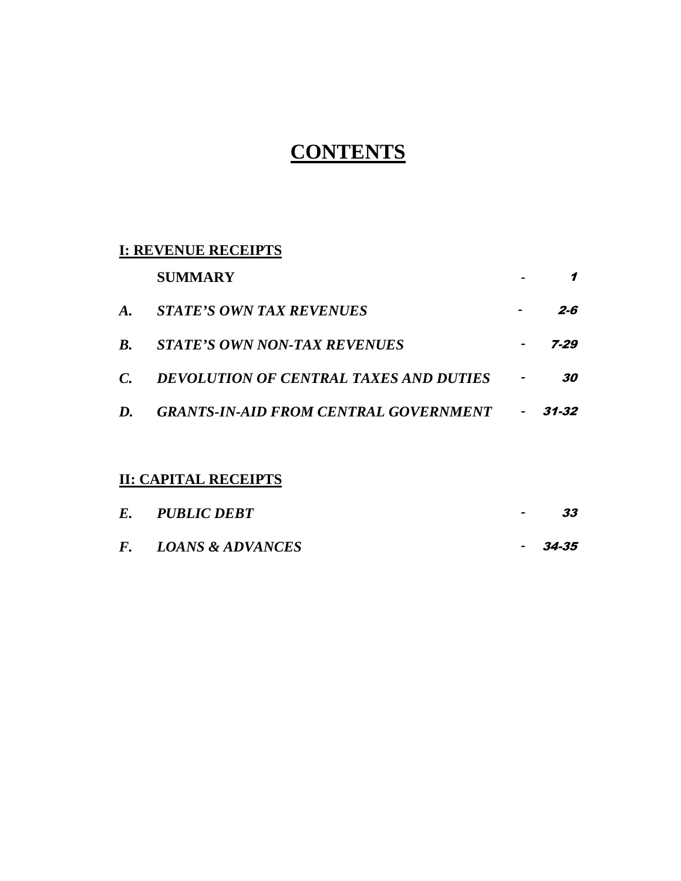# CONTENTS

## I: REVENUE RECEIPTS

| | | | |
|---|---|---|---|
| | **SUMMARY** | - | *1* |
| ***A.*** | ***STATE'S OWN TAX REVENUES*** | - | ***2-6*** |
| ***B.*** | ***STATE'S OWN NON-TAX REVENUES*** | - | ***7-29*** |
| ***C.*** | ***DEVOLUTION OF CENTRAL TAXES AND DUTIES*** | - | ***30*** |
| ***D.*** | ***GRANTS-IN-AID FROM CENTRAL GOVERNMENT*** | - | ***31-32*** |

## II: CAPITAL RECEIPTS

| | | | |
|---|---|---|---|
| ***E.*** | ***PUBLIC DEBT*** | - | ***33*** |
| ***F.*** | ***LOANS & ADVANCES*** | - | ***34-35*** |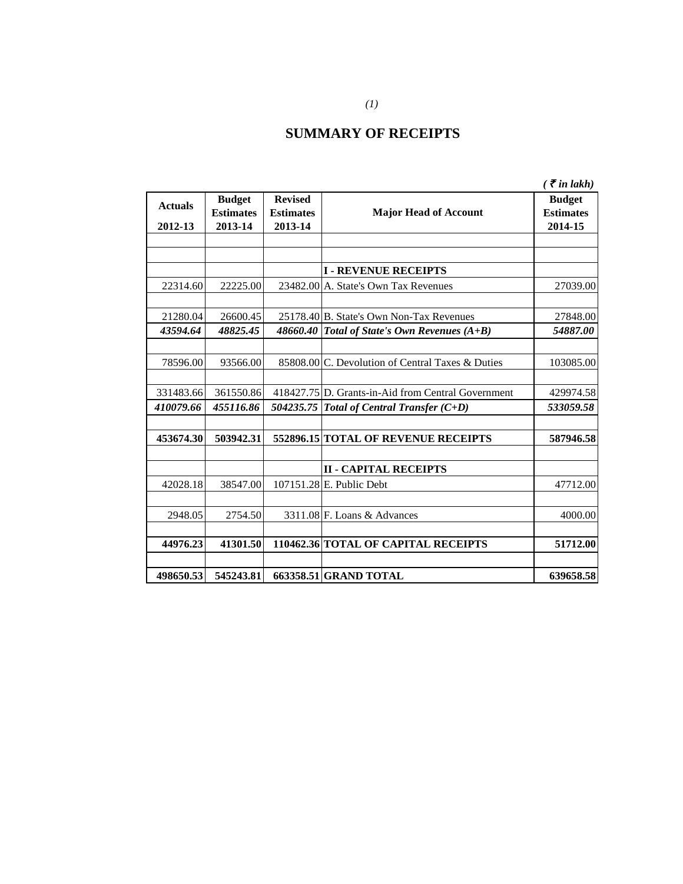# SUMMARY OF RECEIPTS

*( ₹ in lakh)*

| Actuals 2012-13 | Budget Estimates 2013-14 | Revised Estimates 2013-14 | Major Head of Account | Budget Estimates 2014-15 |
|---|---|---|---|---|
| | | | **I - REVENUE RECEIPTS** | |
| 22314.60 | 22225.00 | 23482.00 | A. State's Own Tax Revenues | 27039.00 |
| 21280.04 | 26600.45 | 25178.40 | B. State's Own Non-Tax Revenues | 27848.00 |
| ***43594.64*** | ***48825.45*** | ***48660.40*** | ***Total of State's Own Revenues (A+B)*** | ***54887.00*** |
| 78596.00 | 93566.00 | 85808.00 | C. Devolution of Central Taxes & Duties | 103085.00 |
| 331483.66 | 361550.86 | 418427.75 | D. Grants-in-Aid from Central Government | 429974.58 |
| ***410079.66*** | ***455116.86*** | ***504235.75*** | ***Total of Central Transfer (C+D)*** | ***533059.58*** |
| **453674.30** | **503942.31** | **552896.15** | **TOTAL OF REVENUE RECEIPTS** | **587946.58** |
| | | | **II - CAPITAL RECEIPTS** | |
| 42028.18 | 38547.00 | 107151.28 | E. Public Debt | 47712.00 |
| 2948.05 | 2754.50 | 3311.08 | F. Loans & Advances | 4000.00 |
| **44976.23** | **41301.50** | **110462.36** | **TOTAL OF CAPITAL RECEIPTS** | **51712.00** |
| **498650.53** | **545243.81** | **663358.51** | **GRAND TOTAL** | **639658.58** |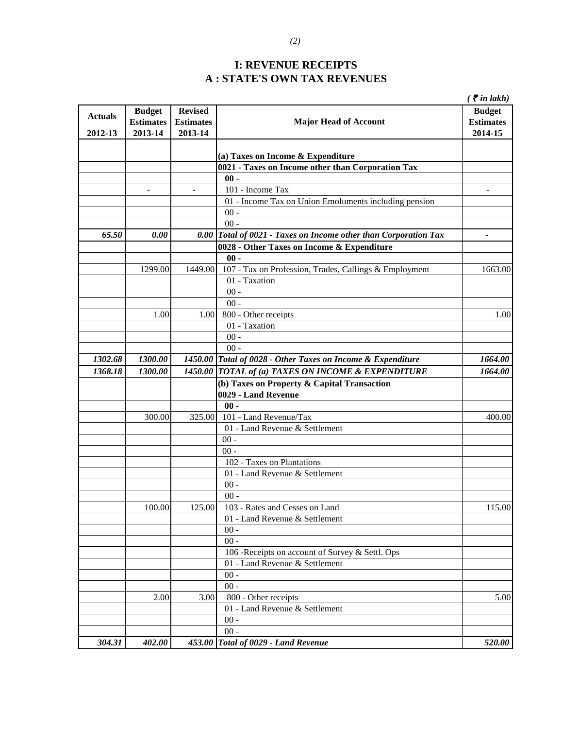# I: REVENUE RECEIPTS
## A : STATE'S OWN TAX REVENUES

*( ₹ in lakh)*

| Actuals 2012-13 | Budget Estimates 2013-14 | Revised Estimates 2013-14 | Major Head of Account | Budget Estimates 2014-15 |
|---|---|---|---|---|
| | | | **(a) Taxes on Income & Expenditure** | |
| | | | **0021 - Taxes on Income other than Corporation Tax** | |
| | | | **00 -** | |
| | - | - | 101 - Income Tax | - |
| | | | 01 - Income Tax on Union Emoluments including pension | |
| | | | 00 - | |
| | | | 00 - | |
| ***65.50*** | ***0.00*** | ***0.00*** | ***Total of 0021 - Taxes on Income other than Corporation Tax*** | ***-*** |
| | | | **0028 - Other Taxes on Income & Expenditure** | |
| | | | **00 -** | |
| | 1299.00 | 1449.00 | 107 - Tax on Profession, Trades, Callings & Employment | 1663.00 |
| | | | 01 - Taxation | |
| | | | 00 - | |
| | | | 00 - | |
| | 1.00 | 1.00 | 800 - Other receipts | 1.00 |
| | | | 01 - Taxation | |
| | | | 00 - | |
| | | | 00 - | |
| ***1302.68*** | ***1300.00*** | ***1450.00*** | ***Total of 0028 - Other Taxes on Income & Expenditure*** | ***1664.00*** |
| ***1368.18*** | ***1300.00*** | ***1450.00*** | ***TOTAL of (a) TAXES ON INCOME & EXPENDITURE*** | ***1664.00*** |
| | | | **(b) Taxes on Property & Capital Transaction** | |
| | | | **0029 - Land Revenue** | |
| | | | **00 -** | |
| | 300.00 | 325.00 | 101 - Land Revenue/Tax | 400.00 |
| | | | 01 - Land Revenue & Settlement | |
| | | | 00 - | |
| | | | 00 - | |
| | | | 102 - Taxes on Plantations | |
| | | | 01 - Land Revenue & Settlement | |
| | | | 00 - | |
| | | | 00 - | |
| | 100.00 | 125.00 | 103 - Rates and Cesses on Land | 115.00 |
| | | | 01 - Land Revenue & Settlement | |
| | | | 00 - | |
| | | | 00 - | |
| | | | 106 -Receipts on account of Survey & Settl. Ops | |
| | | | 01 - Land Revenue & Settlement | |
| | | | 00 - | |
| | | | 00 - | |
| | 2.00 | 3.00 | 800 - Other receipts | 5.00 |
| | | | 01 - Land Revenue & Settlement | |
| | | | 00 - | |
| | | | 00 - | |
| ***304.31*** | ***402.00*** | ***453.00*** | ***Total of 0029 - Land Revenue*** | ***520.00*** |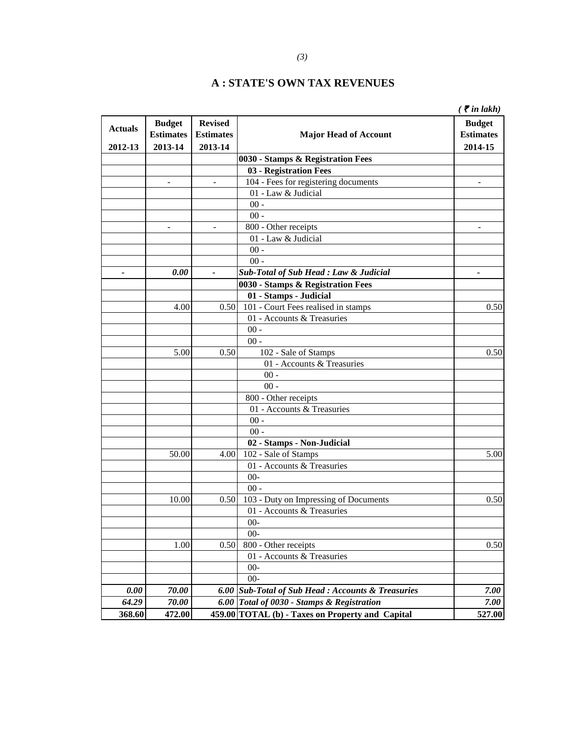## A : STATE'S OWN TAX REVENUES

*( ₹ in lakh)*

| Actuals 2012-13 | Budget Estimates 2013-14 | Revised Estimates 2013-14 | Major Head of Account | Budget Estimates 2014-15 |
|---|---|---|---|---|
| | | | **0030 - Stamps & Registration Fees** | |
| | | | **03 - Registration Fees** | |
| | - | - | 104 - Fees for registering documents | - |
| | | | 01 - Law & Judicial | |
| | | | 00 - | |
| | | | 00 - | |
| | - | - | 800 - Other receipts | - |
| | | | 01 - Law & Judicial | |
| | | | 00 - | |
| | | | 00 - | |
| **-** | ***0.00*** | **-** | ***Sub-Total of Sub Head : Law & Judicial*** | **-** |
| | | | **0030 - Stamps & Registration Fees** | |
| | | | **01 - Stamps - Judicial** | |
| | 4.00 | 0.50 | 101 - Court Fees realised in stamps | 0.50 |
| | | | 01 - Accounts & Treasuries | |
| | | | 00 - | |
| | | | 00 - | |
| | 5.00 | 0.50 | 102 - Sale of Stamps | 0.50 |
| | | | 01 - Accounts & Treasuries | |
| | | | 00 - | |
| | | | 00 - | |
| | | | 800 - Other receipts | |
| | | | 01 - Accounts & Treasuries | |
| | | | 00 - | |
| | | | 00 - | |
| | | | **02 - Stamps - Non-Judicial** | |
| | 50.00 | 4.00 | 102 - Sale of Stamps | 5.00 |
| | | | 01 - Accounts & Treasuries | |
| | | | 00- | |
| | | | 00 - | |
| | 10.00 | 0.50 | 103 - Duty on Impressing of Documents | 0.50 |
| | | | 01 - Accounts & Treasuries | |
| | | | 00- | |
| | | | 00- | |
| | 1.00 | 0.50 | 800 - Other receipts | 0.50 |
| | | | 01 - Accounts & Treasuries | |
| | | | 00- | |
| | | | 00- | |
| ***0.00*** | ***70.00*** | ***6.00*** | ***Sub-Total of Sub Head : Accounts & Treasuries*** | ***7.00*** |
| ***64.29*** | ***70.00*** | ***6.00*** | ***Total of 0030 - Stamps & Registration*** | ***7.00*** |
| **368.60** | **472.00** | **459.00** | **TOTAL (b) - Taxes on Property and Capital** | **527.00** |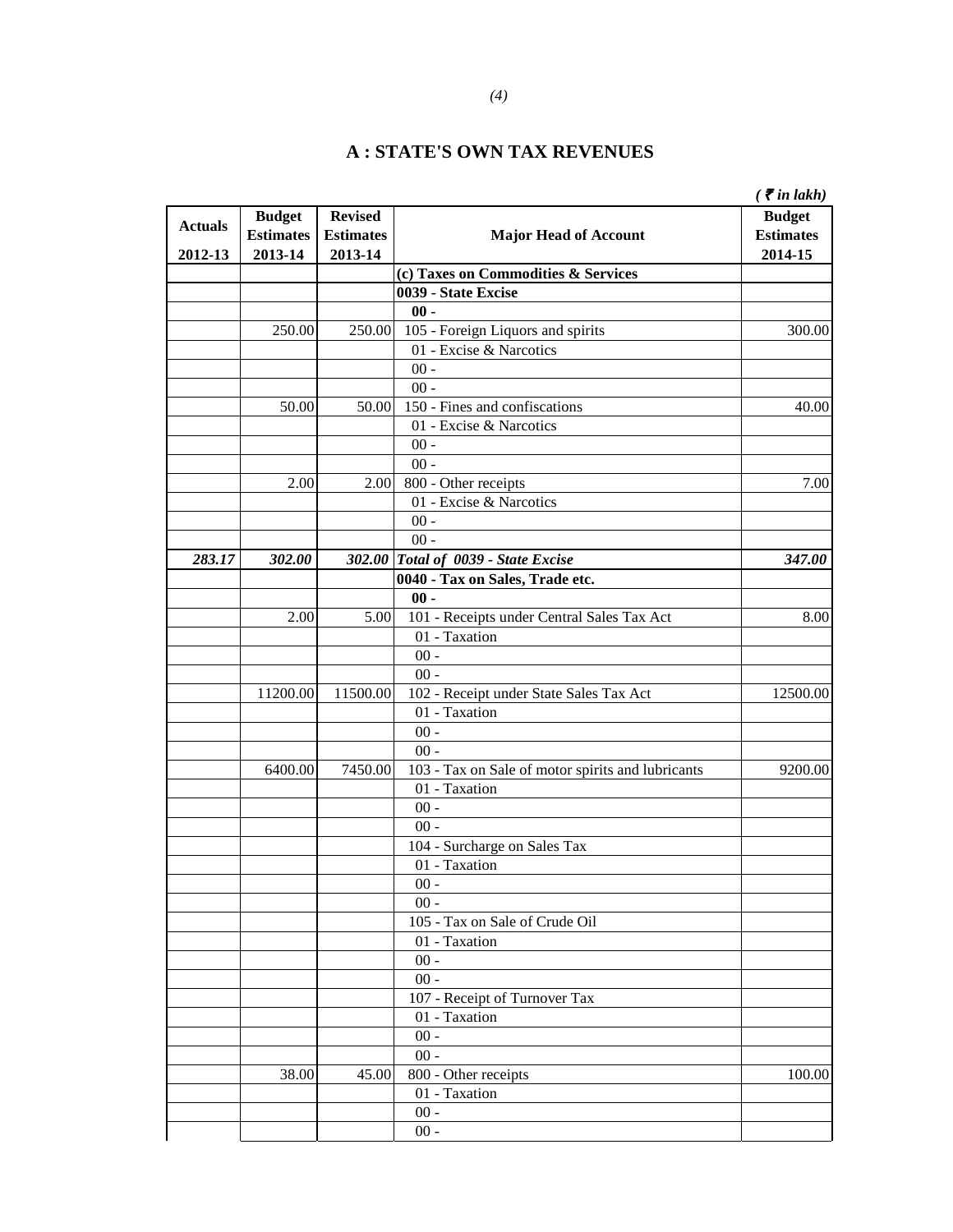## A : STATE'S OWN TAX REVENUES

*(₹ in lakh)*

| Actuals 2012-13 | Budget Estimates 2013-14 | Revised Estimates 2013-14 | Major Head of Account | Budget Estimates 2014-15 |
|---|---|---|---|---|
| | | | **(c) Taxes on Commodities & Services** | |
| | | | **0039 - State Excise** | |
| | | | **00 -** | |
| | 250.00 | 250.00 | 105 - Foreign Liquors and spirits | 300.00 |
| | | | 01 - Excise & Narcotics | |
| | | | 00 - | |
| | | | 00 - | |
| | 50.00 | 50.00 | 150 - Fines and confiscations | 40.00 |
| | | | 01 - Excise & Narcotics | |
| | | | 00 - | |
| | | | 00 - | |
| | 2.00 | 2.00 | 800 - Other receipts | 7.00 |
| | | | 01 - Excise & Narcotics | |
| | | | 00 - | |
| | | | 00 - | |
| ***283.17*** | ***302.00*** | ***302.00*** | ***Total of 0039 - State Excise*** | ***347.00*** |
| | | | **0040 - Tax on Sales, Trade etc.** | |
| | | | **00 -** | |
| | 2.00 | 5.00 | 101 - Receipts under Central Sales Tax Act | 8.00 |
| | | | 01 - Taxation | |
| | | | 00 - | |
| | | | 00 - | |
| | 11200.00 | 11500.00 | 102 - Receipt under State Sales Tax Act | 12500.00 |
| | | | 01 - Taxation | |
| | | | 00 - | |
| | | | 00 - | |
| | 6400.00 | 7450.00 | 103 - Tax on Sale of motor spirits and lubricants | 9200.00 |
| | | | 01 - Taxation | |
| | | | 00 - | |
| | | | 00 - | |
| | | | 104 - Surcharge on Sales Tax | |
| | | | 01 - Taxation | |
| | | | 00 - | |
| | | | 00 - | |
| | | | 105 - Tax on Sale of Crude Oil | |
| | | | 01 - Taxation | |
| | | | 00 - | |
| | | | 00 - | |
| | | | 107 - Receipt of Turnover Tax | |
| | | | 01 - Taxation | |
| | | | 00 - | |
| | | | 00 - | |
| | 38.00 | 45.00 | 800 - Other receipts | 100.00 |
| | | | 01 - Taxation | |
| | | | 00 - | |
| | | | 00 - | |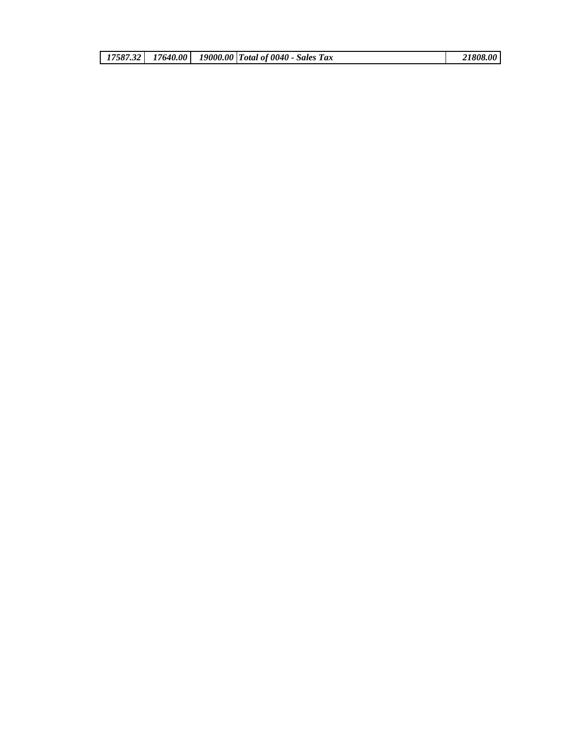| | | | | |
|---|---|---|---|---|
| *17587.32* | *17640.00* | *19000.00* | ***Total of 0040 - Sales Tax*** | *21808.00* |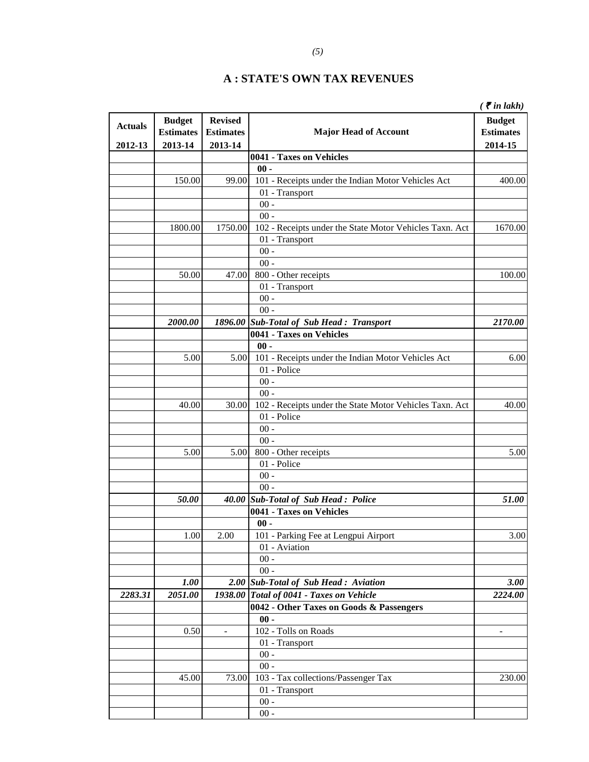## A : STATE'S OWN TAX REVENUES

*( ₹ in lakh)*

| Actuals 2012-13 | Budget Estimates 2013-14 | Revised Estimates 2013-14 | Major Head of Account | Budget Estimates 2014-15 |
|---|---|---|---|---|
| | | | **0041 - Taxes on Vehicles** | |
| | | | **00 -** | |
| | 150.00 | 99.00 | 101 - Receipts under the Indian Motor Vehicles Act | 400.00 |
| | | | 01 - Transport | |
| | | | 00 - | |
| | | | 00 - | |
| | 1800.00 | 1750.00 | 102 - Receipts under the State Motor Vehicles Taxn. Act | 1670.00 |
| | | | 01 - Transport | |
| | | | 00 - | |
| | | | 00 - | |
| | 50.00 | 47.00 | 800 - Other receipts | 100.00 |
| | | | 01 - Transport | |
| | | | 00 - | |
| | | | 00 - | |
| | ***2000.00*** | ***1896.00*** | ***Sub-Total of Sub Head : Transport*** | ***2170.00*** |
| | | | **0041 - Taxes on Vehicles** | |
| | | | **00 -** | |
| | 5.00 | 5.00 | 101 - Receipts under the Indian Motor Vehicles Act | 6.00 |
| | | | 01 - Police | |
| | | | 00 - | |
| | | | 00 - | |
| | 40.00 | 30.00 | 102 - Receipts under the State Motor Vehicles Taxn. Act | 40.00 |
| | | | 01 - Police | |
| | | | 00 - | |
| | | | 00 - | |
| | 5.00 | 5.00 | 800 - Other receipts | 5.00 |
| | | | 01 - Police | |
| | | | 00 - | |
| | | | 00 - | |
| | ***50.00*** | ***40.00*** | ***Sub-Total of Sub Head : Police*** | ***51.00*** |
| | | | **0041 - Taxes on Vehicles** | |
| | | | **00 -** | |
| | 1.00 | 2.00 | 101 - Parking Fee at Lengpui Airport | 3.00 |
| | | | 01 - Aviation | |
| | | | 00 - | |
| | | | 00 - | |
| | ***1.00*** | ***2.00*** | ***Sub-Total of Sub Head : Aviation*** | ***3.00*** |
| ***2283.31*** | ***2051.00*** | ***1938.00*** | ***Total of 0041 - Taxes on Vehicle*** | ***2224.00*** |
| | | | **0042 - Other Taxes on Goods & Passengers** | |
| | | | **00 -** | |
| | 0.50 | - | 102 - Tolls on Roads | - |
| | | | 01 - Transport | |
| | | | 00 - | |
| | | | 00 - | |
| | 45.00 | 73.00 | 103 - Tax collections/Passenger Tax | 230.00 |
| | | | 01 - Transport | |
| | | | 00 - | |
| | | | 00 - | |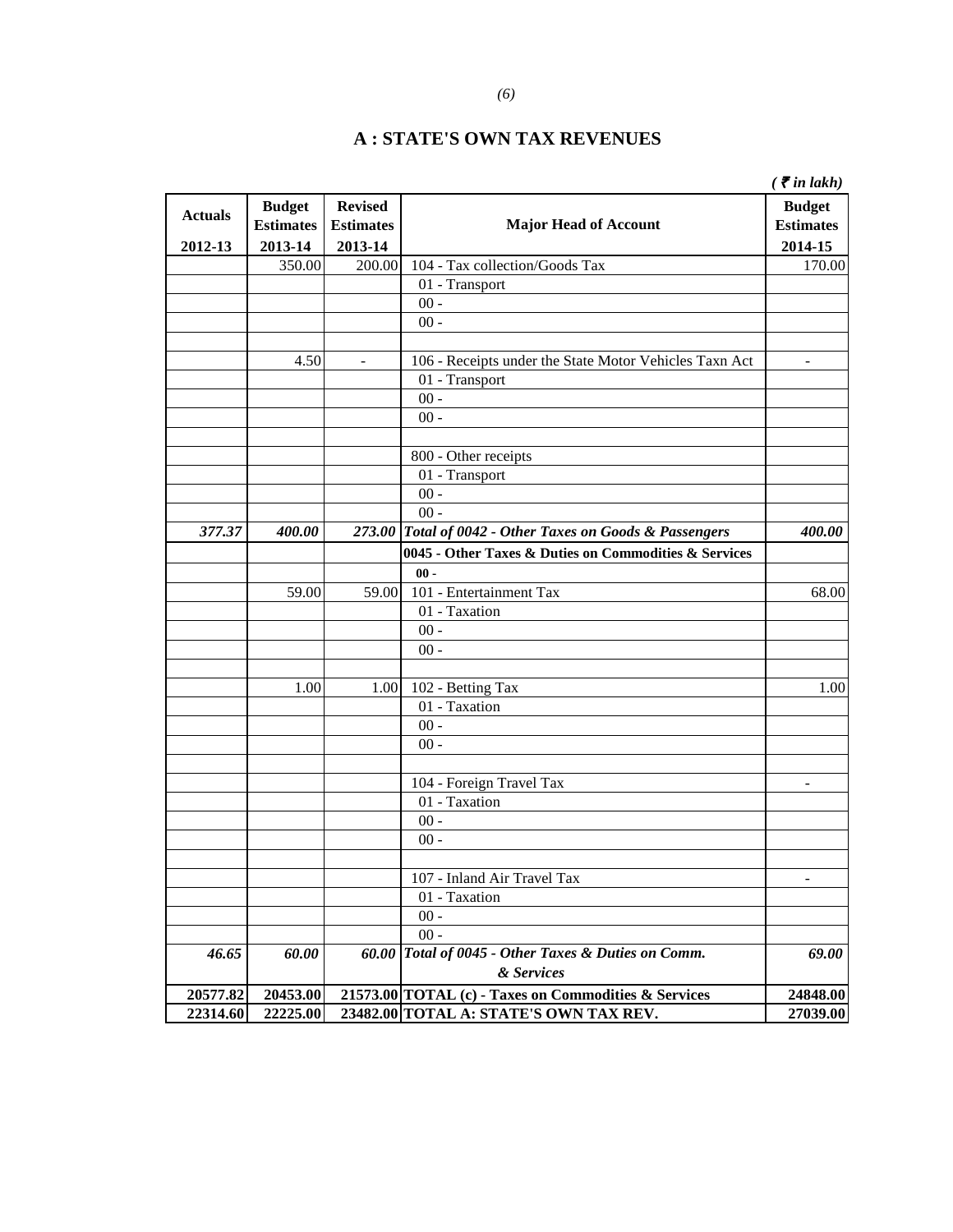## A : STATE'S OWN TAX REVENUES

*( ₹ in lakh)*

| Actuals 2012-13 | Budget Estimates 2013-14 | Revised Estimates 2013-14 | Major Head of Account | Budget Estimates 2014-15 |
|---|---|---|---|---|
| | 350.00 | 200.00 | 104 - Tax collection/Goods Tax | 170.00 |
| | | | 01 - Transport | |
| | | | 00 - | |
| | | | 00 - | |
| | | | | |
| | 4.50 | - | 106 - Receipts under the State Motor Vehicles Taxn Act | - |
| | | | 01 - Transport | |
| | | | 00 - | |
| | | | 00 - | |
| | | | | |
| | | | 800 - Other receipts | |
| | | | 01 - Transport | |
| | | | 00 - | |
| | | | 00 - | |
| ***377.37*** | ***400.00*** | ***273.00*** | ***Total of 0042 - Other Taxes on Goods & Passengers*** | ***400.00*** |
| | | | **0045 - Other Taxes & Duties on Commodities & Services** | |
| | | | **00 -** | |
| | 59.00 | 59.00 | 101 - Entertainment Tax | 68.00 |
| | | | 01 - Taxation | |
| | | | 00 - | |
| | | | 00 - | |
| | | | | |
| | 1.00 | 1.00 | 102 - Betting Tax | 1.00 |
| | | | 01 - Taxation | |
| | | | 00 - | |
| | | | 00 - | |
| | | | | |
| | | | 104 - Foreign Travel Tax | - |
| | | | 01 - Taxation | |
| | | | 00 - | |
| | | | 00 - | |
| | | | | |
| | | | 107 - Inland Air Travel Tax | - |
| | | | 01 - Taxation | |
| | | | 00 - | |
| | | | 00 - | |
| ***46.65*** | ***60.00*** | ***60.00*** | ***Total of 0045 - Other Taxes & Duties on Comm. & Services*** | ***69.00*** |
| **20577.82** | **20453.00** | **21573.00** | **TOTAL (c) - Taxes on Commodities & Services** | **24848.00** |
| **22314.60** | **22225.00** | **23482.00** | **TOTAL A: STATE'S OWN TAX REV.** | **27039.00** |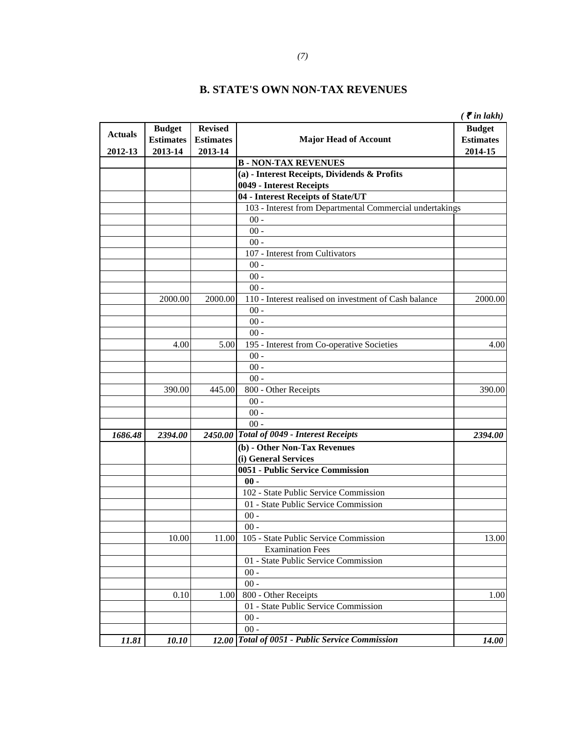# B. STATE'S OWN NON-TAX REVENUES

*( ₹ in lakh)*

| Actuals 2012-13 | Budget Estimates 2013-14 | Revised Estimates 2013-14 | Major Head of Account | Budget Estimates 2014-15 |
|---|---|---|---|---|
| | | | **B - NON-TAX REVENUES** | |
| | | | **(a) - Interest Receipts, Dividends & Profits** | |
| | | | **0049 - Interest Receipts** | |
| | | | **04 - Interest Receipts of State/UT** | |
| | | | 103 - Interest from Departmental Commercial undertakings | |
| | | | 00 - | |
| | | | 00 - | |
| | | | 00 - | |
| | | | 107 - Interest from Cultivators | |
| | | | 00 - | |
| | | | 00 - | |
| | | | 00 - | |
| | 2000.00 | 2000.00 | 110 - Interest realised on investment of Cash balance | 2000.00 |
| | | | 00 - | |
| | | | 00 - | |
| | | | 00 - | |
| | 4.00 | 5.00 | 195 - Interest from Co-operative Societies | 4.00 |
| | | | 00 - | |
| | | | 00 - | |
| | | | 00 - | |
| | 390.00 | 445.00 | 800 - Other Receipts | 390.00 |
| | | | 00 - | |
| | | | 00 - | |
| | | | 00 - | |
| ***1686.48*** | ***2394.00*** | ***2450.00*** | ***Total of 0049 - Interest Receipts*** | ***2394.00*** |
| | | | **(b) - Other Non-Tax Revenues** | |
| | | | **(i) General Services** | |
| | | | **0051 - Public Service Commission** | |
| | | | **00 -** | |
| | | | 102 - State Public Service Commission | |
| | | | 01 - State Public Service Commission | |
| | | | 00 - | |
| | | | 00 - | |
| | 10.00 | 11.00 | 105 - State Public Service Commission Examination Fees | 13.00 |
| | | | 01 - State Public Service Commission | |
| | | | 00 - | |
| | | | 00 - | |
| | 0.10 | 1.00 | 800 - Other Receipts | 1.00 |
| | | | 01 - State Public Service Commission | |
| | | | 00 - | |
| | | | 00 - | |
| ***11.81*** | ***10.10*** | ***12.00*** | ***Total of 0051 - Public Service Commission*** | ***14.00*** |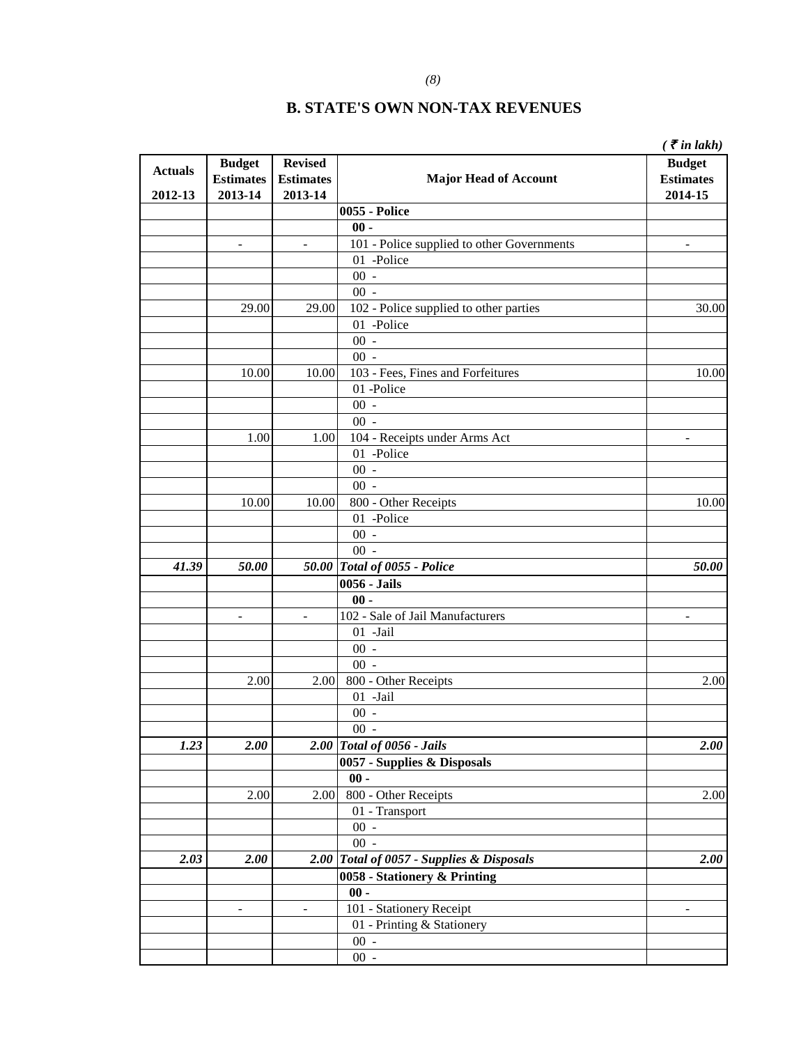## B. STATE'S OWN NON-TAX REVENUES

*( ₹ in lakh)*

| Actuals 2012-13 | Budget Estimates 2013-14 | Revised Estimates 2013-14 | Major Head of Account | Budget Estimates 2014-15 |
|---|---|---|---|---|
| | | | **0055 - Police** | |
| | | | **00 -** | |
| | - | - | 101 - Police supplied to other Governments | - |
| | | | 01 -Police | |
| | | | 00 - | |
| | | | 00 - | |
| | 29.00 | 29.00 | 102 - Police supplied to other parties | 30.00 |
| | | | 01 -Police | |
| | | | 00 - | |
| | | | 00 - | |
| | 10.00 | 10.00 | 103 - Fees, Fines and Forfeitures | 10.00 |
| | | | 01 -Police | |
| | | | 00 - | |
| | | | 00 - | |
| | 1.00 | 1.00 | 104 - Receipts under Arms Act | - |
| | | | 01 -Police | |
| | | | 00 - | |
| | | | 00 - | |
| | 10.00 | 10.00 | 800 - Other Receipts | 10.00 |
| | | | 01 -Police | |
| | | | 00 - | |
| | | | 00 - | |
| ***41.39*** | ***50.00*** | ***50.00*** | ***Total of 0055 - Police*** | ***50.00*** |
| | | | **0056 - Jails** | |
| | | | **00 -** | |
| | - | - | 102 - Sale of Jail Manufacturers | - |
| | | | 01 -Jail | |
| | | | 00 - | |
| | | | 00 - | |
| | 2.00 | 2.00 | 800 - Other Receipts | 2.00 |
| | | | 01 -Jail | |
| | | | 00 - | |
| | | | 00 - | |
| ***1.23*** | ***2.00*** | ***2.00*** | ***Total of 0056 - Jails*** | ***2.00*** |
| | | | **0057 - Supplies & Disposals** | |
| | | | **00 -** | |
| | 2.00 | 2.00 | 800 - Other Receipts | 2.00 |
| | | | 01 - Transport | |
| | | | 00 - | |
| | | | 00 - | |
| ***2.03*** | ***2.00*** | ***2.00*** | ***Total of 0057 - Supplies & Disposals*** | ***2.00*** |
| | | | **0058 - Stationery & Printing** | |
| | | | **00 -** | |
| | - | - | 101 - Stationery Receipt | - |
| | | | 01 - Printing & Stationery | |
| | | | 00 - | |
| | | | 00 - | |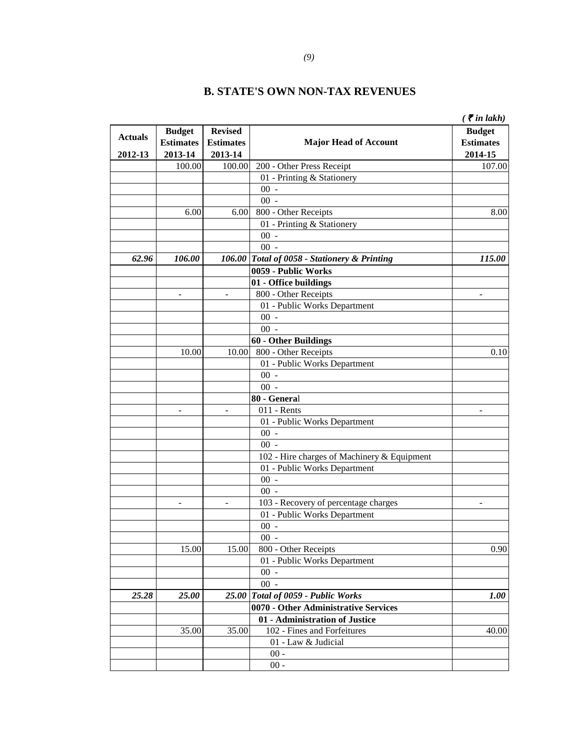# B. STATE'S OWN NON-TAX REVENUES

*( ₹ in lakh)*

| Actuals 2012-13 | Budget Estimates 2013-14 | Revised Estimates 2013-14 | Major Head of Account | Budget Estimates 2014-15 |
|---|---|---|---|---|
| | 100.00 | 100.00 | 200 - Other Press Receipt | 107.00 |
| | | | 01 - Printing & Stationery | |
| | | | 00 - | |
| | | | 00 - | |
| | 6.00 | 6.00 | 800 - Other Receipts | 8.00 |
| | | | 01 - Printing & Stationery | |
| | | | 00 - | |
| | | | 00 - | |
| ***62.96*** | ***106.00*** | ***106.00*** | ***Total of 0058 - Stationery & Printing*** | ***115.00*** |
| | | | **0059 - Public Works** | |
| | | | **01 - Office buildings** | |
| | - | - | 800 - Other Receipts | - |
| | | | 01 - Public Works Department | |
| | | | 00 - | |
| | | | 00 - | |
| | | | **60 - Other Buildings** | |
| | 10.00 | 10.00 | 800 - Other Receipts | 0.10 |
| | | | 01 - Public Works Department | |
| | | | 00 - | |
| | | | 00 - | |
| | | | **80 - General** | |
| | - | - | 011 - Rents | - |
| | | | 01 - Public Works Department | |
| | | | 00 - | |
| | | | 00 - | |
| | | | 102 - Hire charges of Machinery & Equipment | |
| | | | 01 - Public Works Department | |
| | | | 00 - | |
| | | | 00 - | |
| | - | - | 103 - Recovery of percentage charges | - |
| | | | 01 - Public Works Department | |
| | | | 00 - | |
| | | | 00 - | |
| | 15.00 | 15.00 | 800 - Other Receipts | 0.90 |
| | | | 01 - Public Works Department | |
| | | | 00 - | |
| | | | 00 - | |
| ***25.28*** | ***25.00*** | ***25.00*** | ***Total of 0059 - Public Works*** | ***1.00*** |
| | | | **0070 - Other Administrative Services** | |
| | | | **01 - Administration of Justice** | |
| | 35.00 | 35.00 | 102 - Fines and Forfeitures | 40.00 |
| | | | 01 - Law & Judicial | |
| | | | 00 - | |
| | | | 00 - | |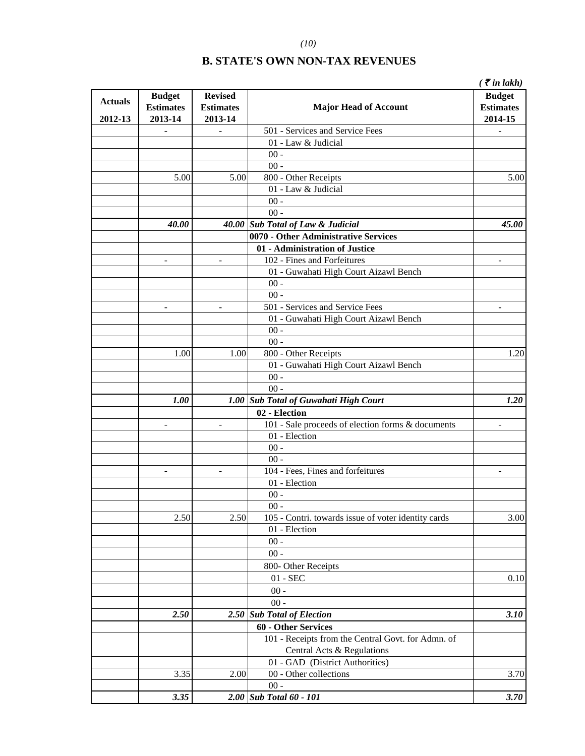## B. STATE'S OWN NON-TAX REVENUES

( ₹ in lakh)

| Actuals 2012-13 | Budget Estimates 2013-14 | Revised Estimates 2013-14 | Major Head of Account | Budget Estimates 2014-15 |
|---|---|---|---|---|
| | - | - | 501 - Services and Service Fees | - |
| | | | 01 - Law & Judicial | |
| | | | 00 - | |
| | | | 00 - | |
| | 5.00 | 5.00 | 800 - Other Receipts | 5.00 |
| | | | 01 - Law & Judicial | |
| | | | 00 - | |
| | | | 00 - | |
| | *40.00* | *40.00* | ***Sub Total of Law & Judicial*** | *45.00* |
| | | | **0070 - Other Administrative Services** | |
| | | | **01 - Administration of Justice** | |
| | - | - | 102 - Fines and Forfeitures | - |
| | | | 01 - Guwahati High Court Aizawl Bench | |
| | | | 00 - | |
| | | | 00 - | |
| | - | - | 501 - Services and Service Fees | - |
| | | | 01 - Guwahati High Court Aizawl Bench | |
| | | | 00 - | |
| | | | 00 - | |
| | 1.00 | 1.00 | 800 - Other Receipts | 1.20 |
| | | | 01 - Guwahati High Court Aizawl Bench | |
| | | | 00 - | |
| | | | 00 - | |
| | *1.00* | *1.00* | ***Sub Total of Guwahati High Court*** | *1.20* |
| | | | **02 - Election** | |
| | - | - | 101 - Sale proceeds of election forms & documents | - |
| | | | 01 - Election | |
| | | | 00 - | |
| | | | 00 - | |
| | - | - | 104 - Fees, Fines and forfeitures | - |
| | | | 01 - Election | |
| | | | 00 - | |
| | | | 00 - | |
| | 2.50 | 2.50 | 105 - Contri. towards issue of voter identity cards | 3.00 |
| | | | 01 - Election | |
| | | | 00 - | |
| | | | 00 - | |
| | | | 800- Other Receipts | |
| | | | 01 - SEC | 0.10 |
| | | | 00 - | |
| | | | 00 - | |
| | *2.50* | *2.50* | ***Sub Total of Election*** | *3.10* |
| | | | **60 - Other Services** | |
| | | | 101 - Receipts from the Central Govt. for Admn. of Central Acts & Regulations | |
| | | | 01 - GAD (District Authorities) | |
| | 3.35 | 2.00 | 00 - Other collections | 3.70 |
| | | | 00 - | |
| | *3.35* | *2.00* | ***Sub Total 60 - 101*** | *3.70* |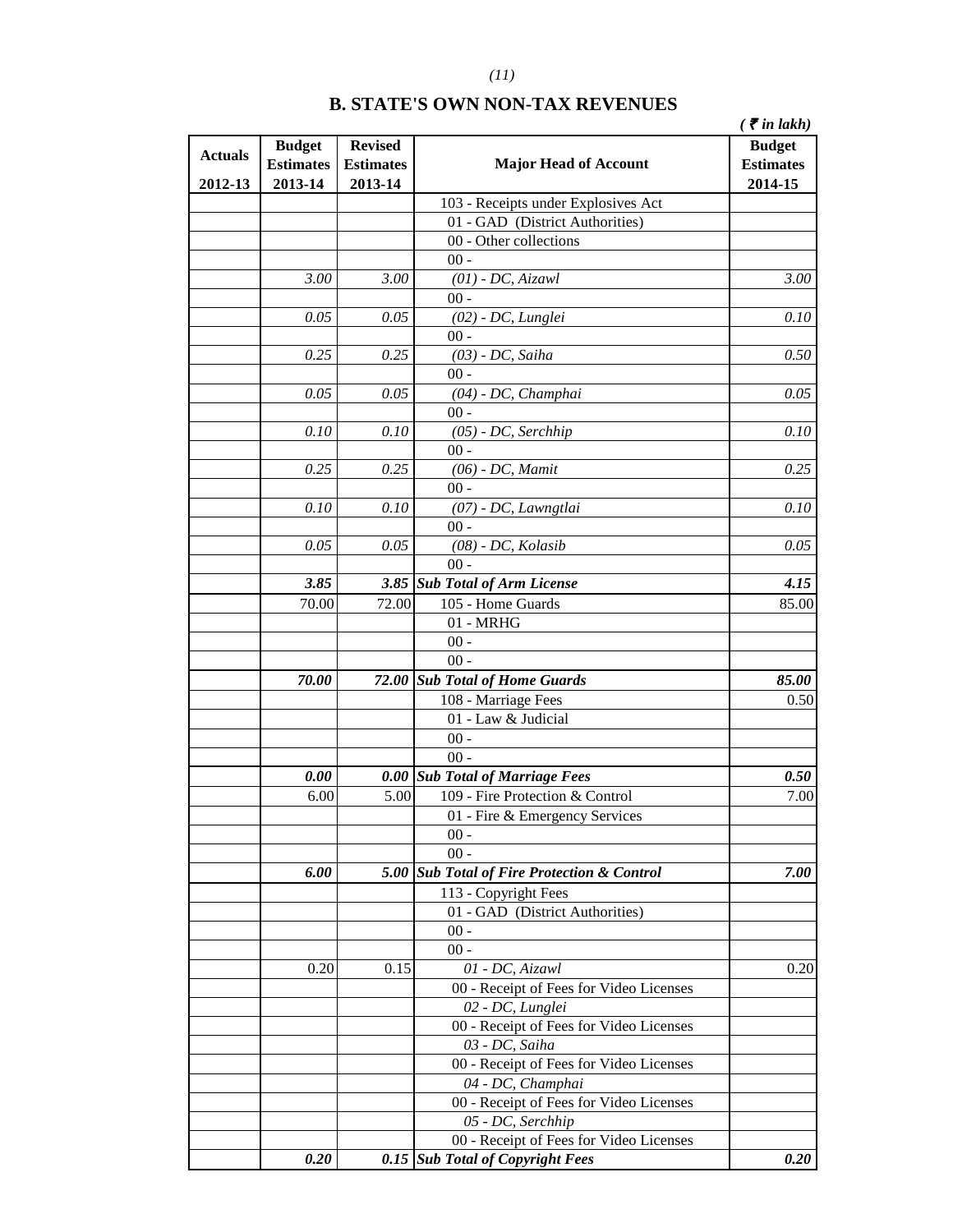## B. STATE'S OWN NON-TAX REVENUES

*( ₹ in lakh)*

| Actuals 2012-13 | Budget Estimates 2013-14 | Revised Estimates 2013-14 | Major Head of Account | Budget Estimates 2014-15 |
|---|---|---|---|---|
| | | | 103 - Receipts under Explosives Act | |
| | | | 01 - GAD (District Authorities) | |
| | | | 00 - Other collections | |
| | | | 00 - | |
| | *3.00* | *3.00* | *(01) - DC, Aizawl* | *3.00* |
| | | | 00 - | |
| | *0.05* | *0.05* | *(02) - DC, Lunglei* | *0.10* |
| | | | 00 - | |
| | *0.25* | *0.25* | *(03) - DC, Saiha* | *0.50* |
| | | | 00 - | |
| | *0.05* | *0.05* | *(04) - DC, Champhai* | *0.05* |
| | | | 00 - | |
| | *0.10* | *0.10* | *(05) - DC, Serchhip* | *0.10* |
| | | | 00 - | |
| | *0.25* | *0.25* | *(06) - DC, Mamit* | *0.25* |
| | | | 00 - | |
| | *0.10* | *0.10* | *(07) - DC, Lawngtlai* | *0.10* |
| | | | 00 - | |
| | *0.05* | *0.05* | *(08) - DC, Kolasib* | *0.05* |
| | | | 00 - | |
| | ***3.85*** | ***3.85*** | ***Sub Total of Arm License*** | ***4.15*** |
| | 70.00 | 72.00 | 105 - Home Guards | 85.00 |
| | | | 01 - MRHG | |
| | | | 00 - | |
| | | | 00 - | |
| | ***70.00*** | ***72.00*** | ***Sub Total of Home Guards*** | ***85.00*** |
| | | | 108 - Marriage Fees | 0.50 |
| | | | 01 - Law & Judicial | |
| | | | 00 - | |
| | | | 00 - | |
| | ***0.00*** | ***0.00*** | ***Sub Total of Marriage Fees*** | ***0.50*** |
| | 6.00 | 5.00 | 109 - Fire Protection & Control | 7.00 |
| | | | 01 - Fire & Emergency Services | |
| | | | 00 - | |
| | | | 00 - | |
| | ***6.00*** | ***5.00*** | ***Sub Total of Fire Protection & Control*** | ***7.00*** |
| | | | 113 - Copyright Fees | |
| | | | 01 - GAD (District Authorities) | |
| | | | 00 - | |
| | | | 00 - | |
| | 0.20 | 0.15 | *01 - DC, Aizawl* | 0.20 |
| | | | 00 - Receipt of Fees for Video Licenses | |
| | | | *02 - DC, Lunglei* | |
| | | | 00 - Receipt of Fees for Video Licenses | |
| | | | *03 - DC, Saiha* | |
| | | | 00 - Receipt of Fees for Video Licenses | |
| | | | *04 - DC, Champhai* | |
| | | | 00 - Receipt of Fees for Video Licenses | |
| | | | *05 - DC, Serchhip* | |
| | | | 00 - Receipt of Fees for Video Licenses | |
| | ***0.20*** | ***0.15*** | ***Sub Total of Copyright Fees*** | ***0.20*** |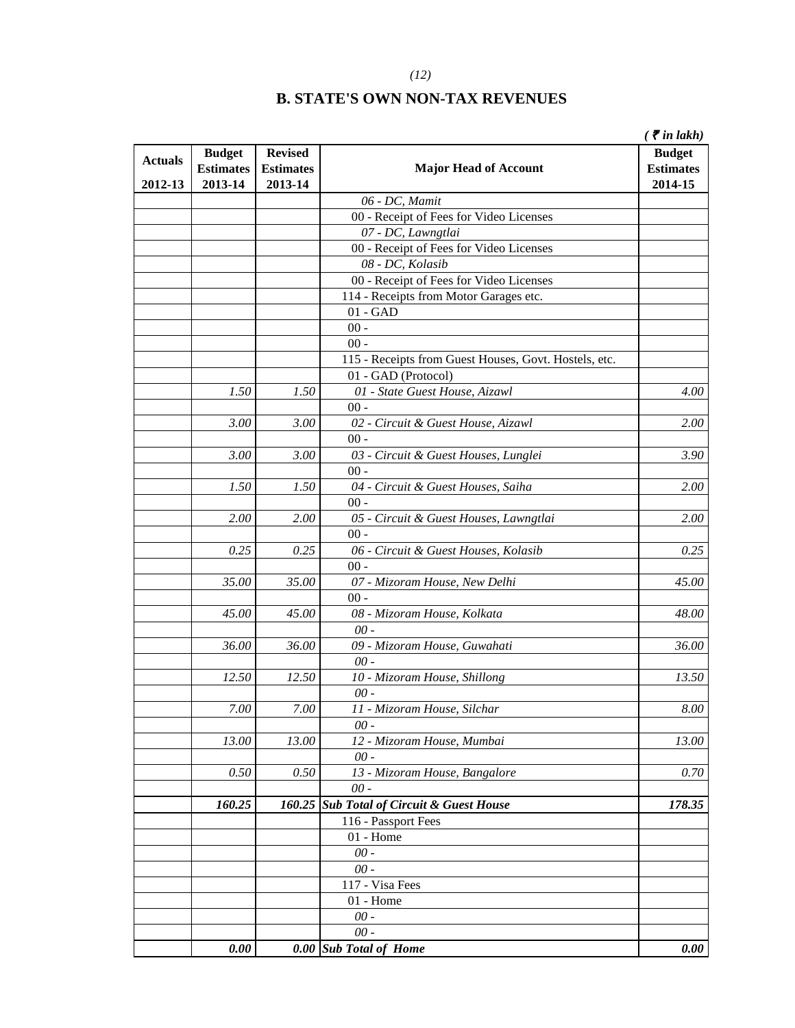## B. STATE'S OWN NON-TAX REVENUES

*( ₹ in lakh)*

| Actuals 2012-13 | Budget Estimates 2013-14 | Revised Estimates 2013-14 | Major Head of Account | Budget Estimates 2014-15 |
|---|---|---|---|---|
| | | | *06 - DC, Mamit* | |
| | | | 00 - Receipt of Fees for Video Licenses | |
| | | | *07 - DC, Lawngtlai* | |
| | | | 00 - Receipt of Fees for Video Licenses | |
| | | | *08 - DC, Kolasib* | |
| | | | 00 - Receipt of Fees for Video Licenses | |
| | | | 114 - Receipts from Motor Garages etc. | |
| | | | 01 - GAD | |
| | | | 00 - | |
| | | | 00 - | |
| | | | 115 - Receipts from Guest Houses, Govt. Hostels, etc. | |
| | | | 01 - GAD (Protocol) | |
| | *1.50* | *1.50* | *01 - State Guest House, Aizawl* | *4.00* |
| | | | 00 - | |
| | *3.00* | *3.00* | *02 - Circuit & Guest House, Aizawl* | *2.00* |
| | | | 00 - | |
| | *3.00* | *3.00* | *03 - Circuit & Guest Houses, Lunglei* | *3.90* |
| | | | 00 - | |
| | *1.50* | *1.50* | *04 - Circuit & Guest Houses, Saiha* | *2.00* |
| | | | 00 - | |
| | *2.00* | *2.00* | *05 - Circuit & Guest Houses, Lawngtlai* | *2.00* |
| | | | 00 - | |
| | *0.25* | *0.25* | *06 - Circuit & Guest Houses, Kolasib* | *0.25* |
| | | | 00 - | |
| | *35.00* | *35.00* | *07 - Mizoram House, New Delhi* | *45.00* |
| | | | 00 - | |
| | *45.00* | *45.00* | *08 - Mizoram House, Kolkata* | *48.00* |
| | | | *00 -* | |
| | *36.00* | *36.00* | *09 - Mizoram House, Guwahati* | *36.00* |
| | | | *00 -* | |
| | *12.50* | *12.50* | *10 - Mizoram House, Shillong* | *13.50* |
| | | | *00 -* | |
| | *7.00* | *7.00* | *11 - Mizoram House, Silchar* | *8.00* |
| | | | *00 -* | |
| | *13.00* | *13.00* | *12 - Mizoram House, Mumbai* | *13.00* |
| | | | *00 -* | |
| | *0.50* | *0.50* | *13 - Mizoram House, Bangalore* | *0.70* |
| | | | *00 -* | |
| | ***160.25*** | ***160.25*** | ***Sub Total of Circuit & Guest House*** | ***178.35*** |
| | | | 116 - Passport Fees | |
| | | | 01 - Home | |
| | | | *00 -* | |
| | | | *00 -* | |
| | | | 117 - Visa Fees | |
| | | | 01 - Home | |
| | | | *00 -* | |
| | | | *00 -* | |
| | ***0.00*** | ***0.00*** | ***Sub Total of Home*** | ***0.00*** |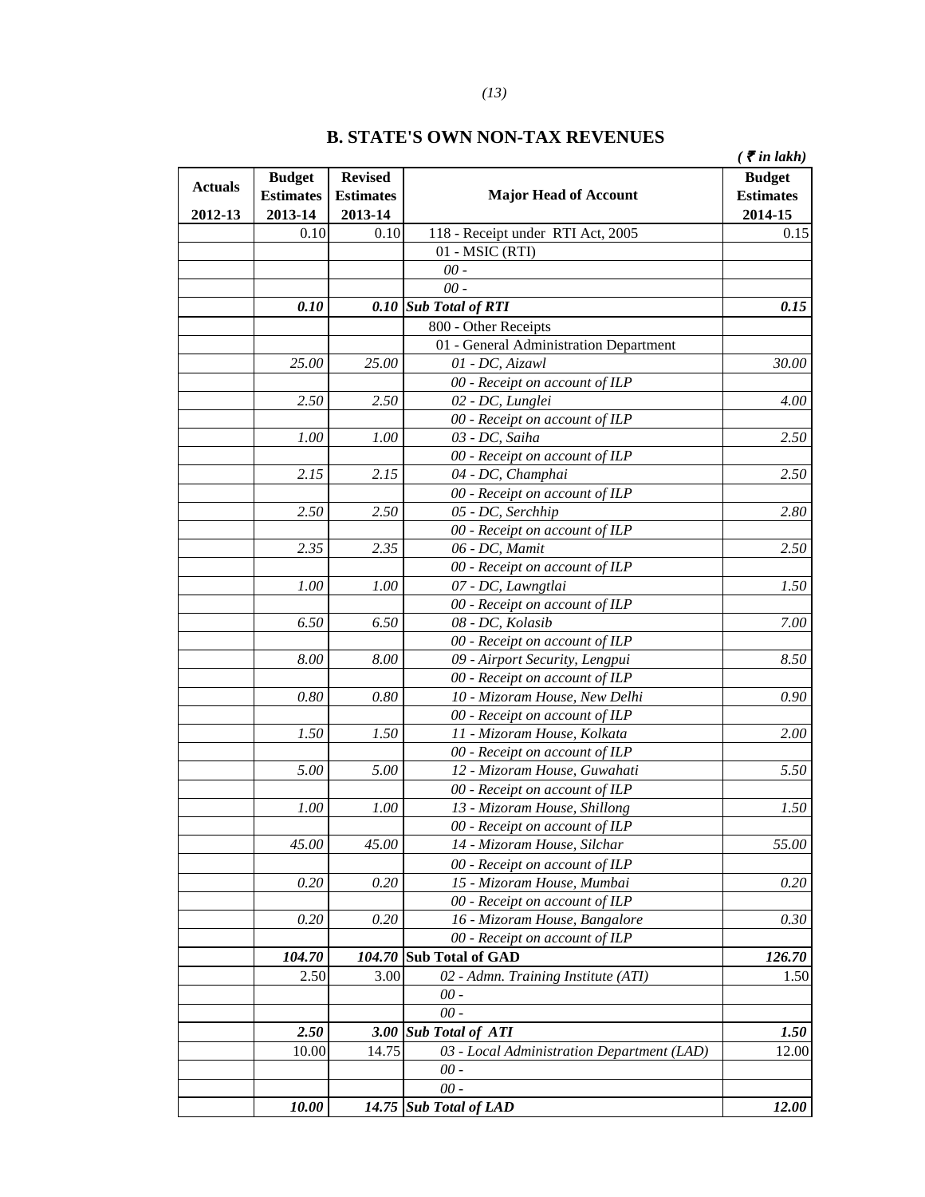## B. STATE'S OWN NON-TAX REVENUES

*(₹ in lakh)*

| Actuals 2012-13 | Budget Estimates 2013-14 | Revised Estimates 2013-14 | Major Head of Account | Budget Estimates 2014-15 |
|---|---|---|---|---|
| | 0.10 | 0.10 | 118 - Receipt under RTI Act, 2005 | 0.15 |
| | | | 01 - MSIC (RTI) | |
| | | | *00 -* | |
| | | | *00 -* | |
| | ***0.10*** | ***0.10*** | ***Sub Total of RTI*** | ***0.15*** |
| | | | 800 - Other Receipts | |
| | | | 01 - General Administration Department | |
| | *25.00* | *25.00* | *01 - DC, Aizawl* | *30.00* |
| | | | *00 - Receipt on account of ILP* | |
| | *2.50* | *2.50* | *02 - DC, Lunglei* | *4.00* |
| | | | *00 - Receipt on account of ILP* | |
| | *1.00* | *1.00* | *03 - DC, Saiha* | *2.50* |
| | | | *00 - Receipt on account of ILP* | |
| | *2.15* | *2.15* | *04 - DC, Champhai* | *2.50* |
| | | | *00 - Receipt on account of ILP* | |
| | *2.50* | *2.50* | *05 - DC, Serchhip* | *2.80* |
| | | | *00 - Receipt on account of ILP* | |
| | *2.35* | *2.35* | *06 - DC, Mamit* | *2.50* |
| | | | *00 - Receipt on account of ILP* | |
| | *1.00* | *1.00* | *07 - DC, Lawngtlai* | *1.50* |
| | | | *00 - Receipt on account of ILP* | |
| | *6.50* | *6.50* | *08 - DC, Kolasib* | *7.00* |
| | | | *00 - Receipt on account of ILP* | |
| | *8.00* | *8.00* | *09 - Airport Security, Lengpui* | *8.50* |
| | | | *00 - Receipt on account of ILP* | |
| | *0.80* | *0.80* | *10 - Mizoram House, New Delhi* | *0.90* |
| | | | *00 - Receipt on account of ILP* | |
| | *1.50* | *1.50* | *11 - Mizoram House, Kolkata* | *2.00* |
| | | | *00 - Receipt on account of ILP* | |
| | *5.00* | *5.00* | *12 - Mizoram House, Guwahati* | *5.50* |
| | | | *00 - Receipt on account of ILP* | |
| | *1.00* | *1.00* | *13 - Mizoram House, Shillong* | *1.50* |
| | | | *00 - Receipt on account of ILP* | |
| | *45.00* | *45.00* | *14 - Mizoram House, Silchar* | *55.00* |
| | | | *00 - Receipt on account of ILP* | |
| | *0.20* | *0.20* | *15 - Mizoram House, Mumbai* | *0.20* |
| | | | *00 - Receipt on account of ILP* | |
| | *0.20* | *0.20* | *16 - Mizoram House, Bangalore* | *0.30* |
| | | | *00 - Receipt on account of ILP* | |
| | ***104.70*** | ***104.70*** | **Sub Total of GAD** | ***126.70*** |
| | 2.50 | 3.00 | *02 - Admn. Training Institute (ATI)* | 1.50 |
| | | | *00 -* | |
| | | | *00 -* | |
| | ***2.50*** | ***3.00*** | ***Sub Total of ATI*** | ***1.50*** |
| | 10.00 | 14.75 | *03 - Local Administration Department (LAD)* | 12.00 |
| | | | *00 -* | |
| | | | *00 -* | |
| | ***10.00*** | ***14.75*** | ***Sub Total of LAD*** | ***12.00*** |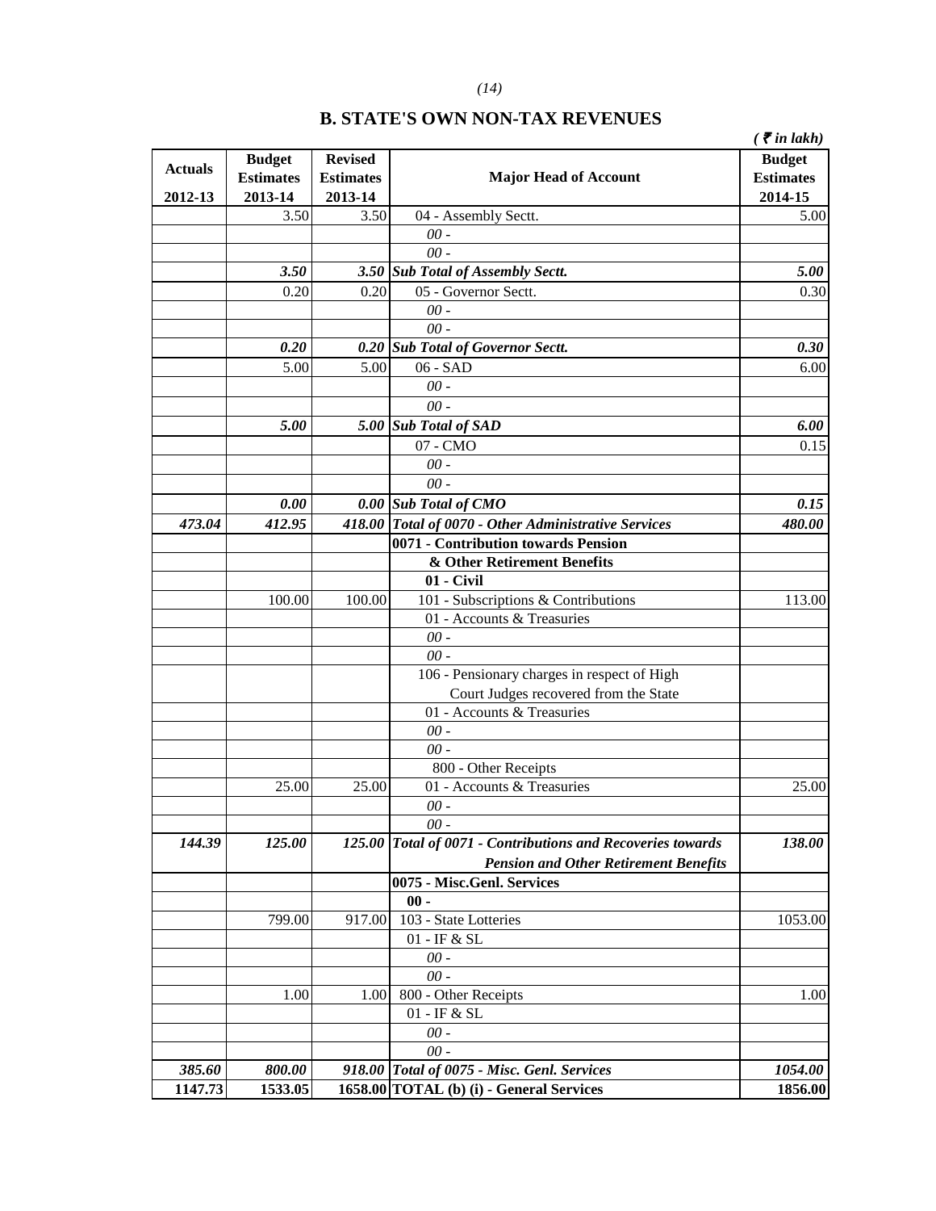## B. STATE'S OWN NON-TAX REVENUES

*( ₹ in lakh)*

| Actuals 2012-13 | Budget Estimates 2013-14 | Revised Estimates 2013-14 | Major Head of Account | Budget Estimates 2014-15 |
|---|---|---|---|---|
| | 3.50 | 3.50 | 04 - Assembly Sectt. | 5.00 |
| | | | *00 -* | |
| | | | *00 -* | |
| | ***3.50*** | ***3.50*** | ***Sub Total of Assembly Sectt.*** | ***5.00*** |
| | 0.20 | 0.20 | 05 - Governor Sectt. | 0.30 |
| | | | *00 -* | |
| | | | *00 -* | |
| | ***0.20*** | ***0.20*** | ***Sub Total of Governor Sectt.*** | ***0.30*** |
| | 5.00 | 5.00 | 06 - SAD | 6.00 |
| | | | *00 -* | |
| | | | *00 -* | |
| | ***5.00*** | ***5.00*** | ***Sub Total of SAD*** | ***6.00*** |
| | | | 07 - CMO | 0.15 |
| | | | *00 -* | |
| | | | *00 -* | |
| | ***0.00*** | ***0.00*** | ***Sub Total of CMO*** | ***0.15*** |
| ***473.04*** | ***412.95*** | ***418.00*** | ***Total of 0070 - Other Administrative Services*** | ***480.00*** |
| | | | **0071 - Contribution towards Pension & Other Retirement Benefits** | |
| | | | **01 - Civil** | |
| | 100.00 | 100.00 | 101 - Subscriptions & Contributions | 113.00 |
| | | | 01 - Accounts & Treasuries | |
| | | | *00 -* | |
| | | | *00 -* | |
| | | | 106 - Pensionary charges in respect of High Court Judges recovered from the State | |
| | | | 01 - Accounts & Treasuries | |
| | | | *00 -* | |
| | | | *00 -* | |
| | | | 800 - Other Receipts | |
| | 25.00 | 25.00 | 01 - Accounts & Treasuries | 25.00 |
| | | | *00 -* | |
| | | | *00 -* | |
| ***144.39*** | ***125.00*** | ***125.00*** | ***Total of 0071 - Contributions and Recoveries towards Pension and Other Retirement Benefits*** | ***138.00*** |
| | | | **0075 - Misc.Genl. Services** | |
| | | | **00 -** | |
| | 799.00 | 917.00 | 103 - State Lotteries | 1053.00 |
| | | | 01 - IF & SL | |
| | | | *00 -* | |
| | | | *00 -* | |
| | 1.00 | 1.00 | 800 - Other Receipts | 1.00 |
| | | | 01 - IF & SL | |
| | | | *00 -* | |
| | | | *00 -* | |
| ***385.60*** | ***800.00*** | ***918.00*** | ***Total of 0075 - Misc. Genl. Services*** | ***1054.00*** |
| **1147.73** | **1533.05** | **1658.00** | **TOTAL (b) (i) - General Services** | **1856.00** |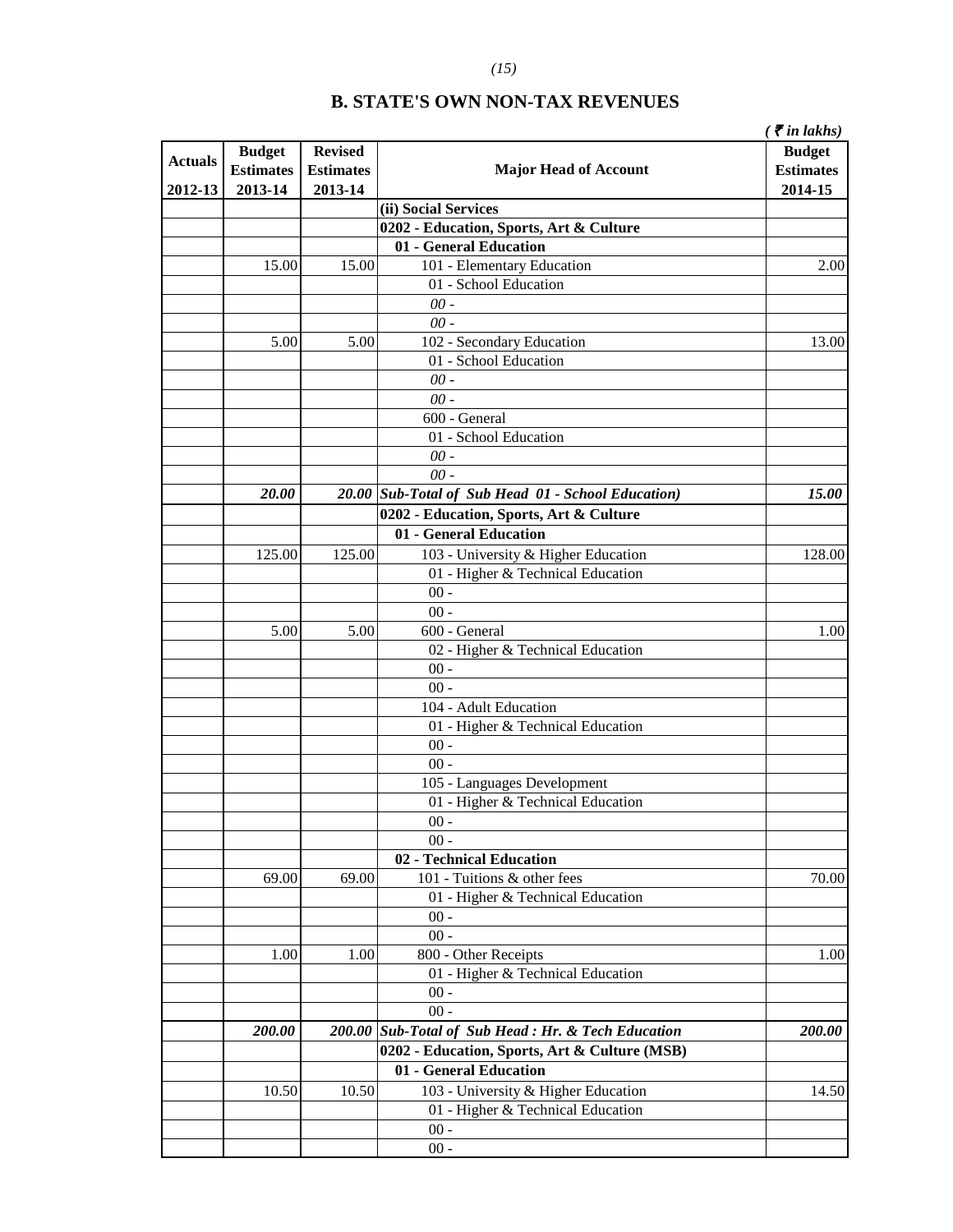# B. STATE'S OWN NON-TAX REVENUES

*( ₹ in lakhs)*

| Actuals 2012-13 | Budget Estimates 2013-14 | Revised Estimates 2013-14 | Major Head of Account | Budget Estimates 2014-15 |
|---|---|---|---|---|
| | | | **(ii) Social Services** | |
| | | | **0202 - Education, Sports, Art & Culture** | |
| | | | **01 - General Education** | |
| | 15.00 | 15.00 | 101 - Elementary Education | 2.00 |
| | | | 01 - School Education | |
| | | | *00 -* | |
| | | | *00 -* | |
| | 5.00 | 5.00 | 102 - Secondary Education | 13.00 |
| | | | 01 - School Education | |
| | | | *00 -* | |
| | | | *00 -* | |
| | | | 600 - General | |
| | | | 01 - School Education | |
| | | | *00 -* | |
| | | | *00 -* | |
| | ***20.00*** | ***20.00*** | ***Sub-Total of Sub Head 01 - School Education)*** | ***15.00*** |
| | | | **0202 - Education, Sports, Art & Culture** | |
| | | | **01 - General Education** | |
| | 125.00 | 125.00 | 103 - University & Higher Education | 128.00 |
| | | | 01 - Higher & Technical Education | |
| | | | 00 - | |
| | | | 00 - | |
| | 5.00 | 5.00 | 600 - General | 1.00 |
| | | | 02 - Higher & Technical Education | |
| | | | 00 - | |
| | | | 00 - | |
| | | | 104 - Adult Education | |
| | | | 01 - Higher & Technical Education | |
| | | | 00 - | |
| | | | 00 - | |
| | | | 105 - Languages Development | |
| | | | 01 - Higher & Technical Education | |
| | | | 00 - | |
| | | | 00 - | |
| | | | **02 - Technical Education** | |
| | 69.00 | 69.00 | 101 - Tuitions & other fees | 70.00 |
| | | | 01 - Higher & Technical Education | |
| | | | 00 - | |
| | | | 00 - | |
| | 1.00 | 1.00 | 800 - Other Receipts | 1.00 |
| | | | 01 - Higher & Technical Education | |
| | | | 00 - | |
| | | | 00 - | |
| | ***200.00*** | ***200.00*** | ***Sub-Total of Sub Head : Hr. & Tech Education*** | ***200.00*** |
| | | | **0202 - Education, Sports, Art & Culture (MSB)** | |
| | | | **01 - General Education** | |
| | 10.50 | 10.50 | 103 - University & Higher Education | 14.50 |
| | | | 01 - Higher & Technical Education | |
| | | | 00 - | |
| | | | 00 - | |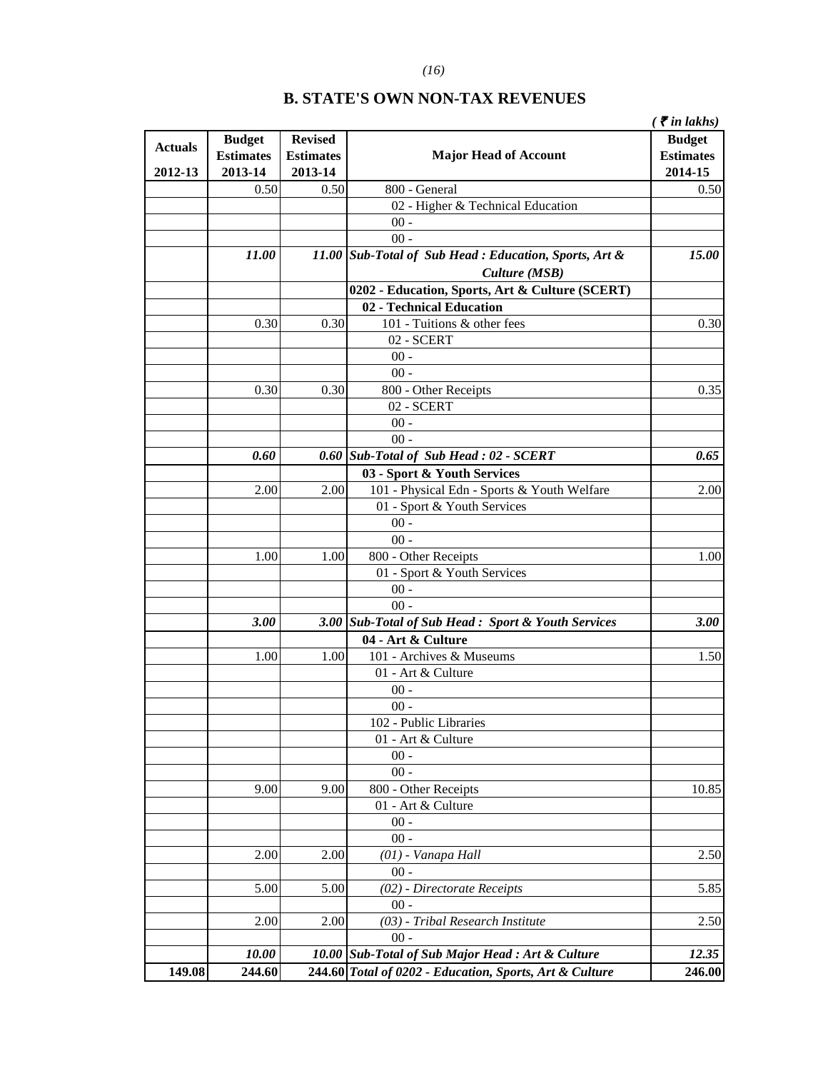## B. STATE'S OWN NON-TAX REVENUES

*( ₹ in lakhs)*

| Actuals 2012-13 | Budget Estimates 2013-14 | Revised Estimates 2013-14 | Major Head of Account | Budget Estimates 2014-15 |
|---|---|---|---|---|
| | 0.50 | 0.50 | 800 - General | 0.50 |
| | | | 02 - Higher & Technical Education | |
| | | | 00 - | |
| | | | 00 - | |
| | ***11.00*** | ***11.00*** | ***Sub-Total of Sub Head : Education, Sports, Art & Culture (MSB)*** | ***15.00*** |
| | | | **0202 - Education, Sports, Art & Culture (SCERT)** | |
| | | | **02 - Technical Education** | |
| | 0.30 | 0.30 | 101 - Tuitions & other fees | 0.30 |
| | | | 02 - SCERT | |
| | | | 00 - | |
| | | | 00 - | |
| | 0.30 | 0.30 | 800 - Other Receipts | 0.35 |
| | | | 02 - SCERT | |
| | | | 00 - | |
| | | | 00 - | |
| | ***0.60*** | ***0.60*** | ***Sub-Total of Sub Head : 02 - SCERT*** | ***0.65*** |
| | | | **03 - Sport & Youth Services** | |
| | 2.00 | 2.00 | 101 - Physical Edn - Sports & Youth Welfare | 2.00 |
| | | | 01 - Sport & Youth Services | |
| | | | 00 - | |
| | | | 00 - | |
| | 1.00 | 1.00 | 800 - Other Receipts | 1.00 |
| | | | 01 - Sport & Youth Services | |
| | | | 00 - | |
| | | | 00 - | |
| | ***3.00*** | ***3.00*** | ***Sub-Total of Sub Head : Sport & Youth Services*** | ***3.00*** |
| | | | **04 - Art & Culture** | |
| | 1.00 | 1.00 | 101 - Archives & Museums | 1.50 |
| | | | 01 - Art & Culture | |
| | | | 00 - | |
| | | | 00 - | |
| | | | 102 - Public Libraries | |
| | | | 01 - Art & Culture | |
| | | | 00 - | |
| | | | 00 - | |
| | 9.00 | 9.00 | 800 - Other Receipts | 10.85 |
| | | | 01 - Art & Culture | |
| | | | 00 - | |
| | | | 00 - | |
| | 2.00 | 2.00 | *(01) - Vanapa Hall* | 2.50 |
| | | | 00 - | |
| | 5.00 | 5.00 | *(02) - Directorate Receipts* | 5.85 |
| | | | 00 - | |
| | 2.00 | 2.00 | *(03) - Tribal Research Institute* | 2.50 |
| | | | 00 - | |
| | ***10.00*** | ***10.00*** | ***Sub-Total of Sub Major Head : Art & Culture*** | ***12.35*** |
| **149.08** | **244.60** | **244.60** | ***Total of 0202 - Education, Sports, Art & Culture*** | **246.00** |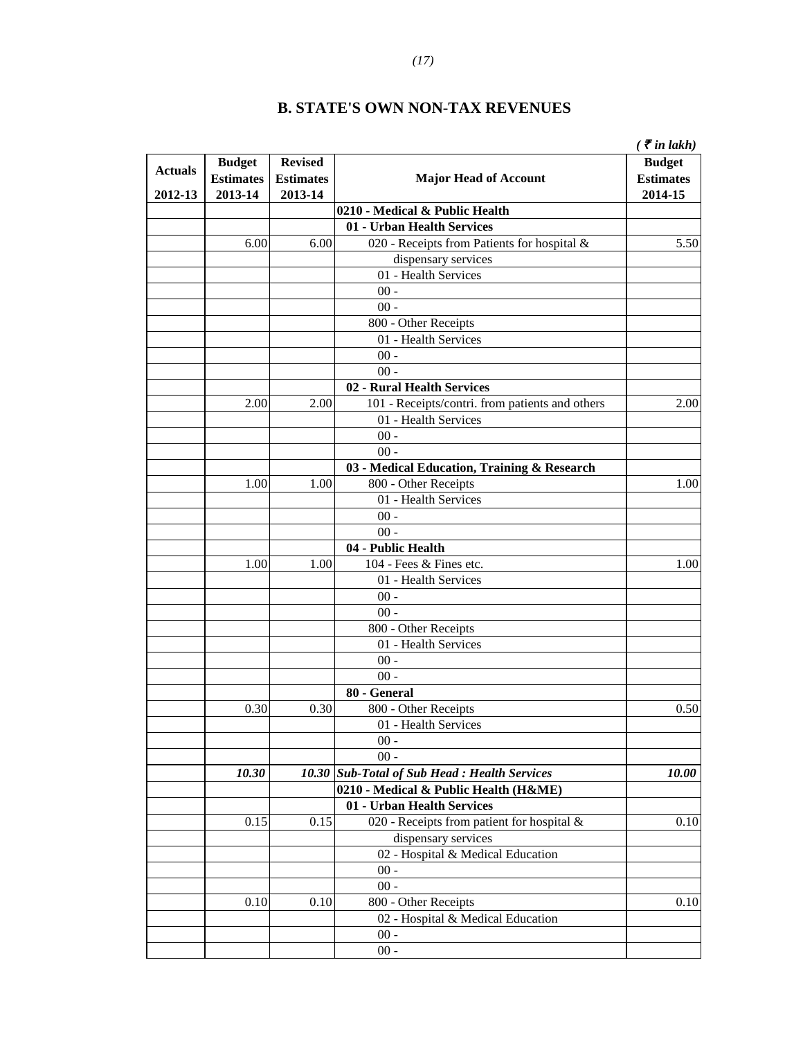## B. STATE'S OWN NON-TAX REVENUES

*( ₹ in lakh)*

| Actuals 2012-13 | Budget Estimates 2013-14 | Revised Estimates 2013-14 | Major Head of Account | Budget Estimates 2014-15 |
|---|---|---|---|---|
| | | | **0210 - Medical & Public Health** | |
| | | | **01 - Urban Health Services** | |
| | 6.00 | 6.00 | 020 - Receipts from Patients for hospital & | 5.50 |
| | | | dispensary services | |
| | | | 01 - Health Services | |
| | | | 00 - | |
| | | | 00 - | |
| | | | 800 - Other Receipts | |
| | | | 01 - Health Services | |
| | | | 00 - | |
| | | | 00 - | |
| | | | **02 - Rural Health Services** | |
| | 2.00 | 2.00 | 101 - Receipts/contri. from patients and others | 2.00 |
| | | | 01 - Health Services | |
| | | | 00 - | |
| | | | 00 - | |
| | | | **03 - Medical Education, Training & Research** | |
| | 1.00 | 1.00 | 800 - Other Receipts | 1.00 |
| | | | 01 - Health Services | |
| | | | 00 - | |
| | | | 00 - | |
| | | | **04 - Public Health** | |
| | 1.00 | 1.00 | 104 - Fees & Fines etc. | 1.00 |
| | | | 01 - Health Services | |
| | | | 00 - | |
| | | | 00 - | |
| | | | 800 - Other Receipts | |
| | | | 01 - Health Services | |
| | | | 00 - | |
| | | | 00 - | |
| | | | **80 - General** | |
| | 0.30 | 0.30 | 800 - Other Receipts | 0.50 |
| | | | 01 - Health Services | |
| | | | 00 - | |
| | | | 00 - | |
| | ***10.30*** | ***10.30*** | ***Sub-Total of Sub Head : Health Services*** | ***10.00*** |
| | | | **0210 - Medical & Public Health (H&ME)** | |
| | | | **01 - Urban Health Services** | |
| | 0.15 | 0.15 | 020 - Receipts from patient for hospital & | 0.10 |
| | | | dispensary services | |
| | | | 02 - Hospital & Medical Education | |
| | | | 00 - | |
| | | | 00 - | |
| | 0.10 | 0.10 | 800 - Other Receipts | 0.10 |
| | | | 02 - Hospital & Medical Education | |
| | | | 00 - | |
| | | | 00 - | |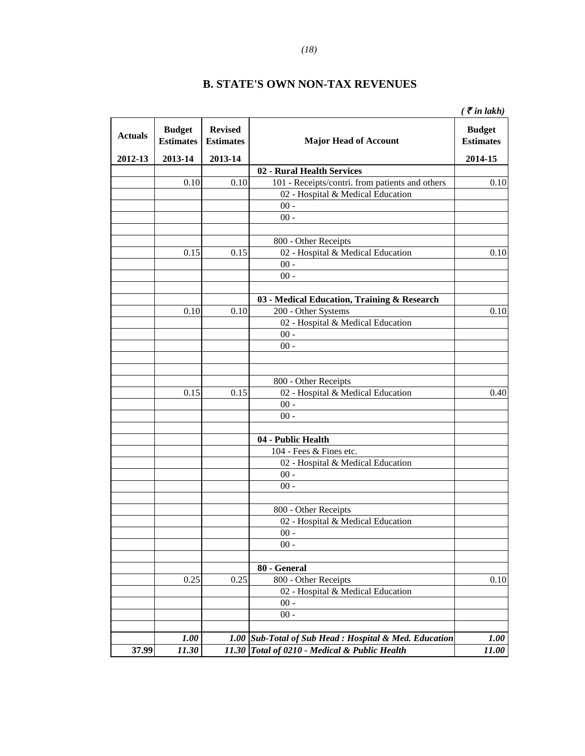# B. STATE'S OWN NON-TAX REVENUES

*( ₹ in lakh)*

| Actuals 2012-13 | Budget Estimates 2013-14 | Revised Estimates 2013-14 | Major Head of Account | Budget Estimates 2014-15 |
|---|---|---|---|---|
| | | | **02 - Rural Health Services** | |
| | 0.10 | 0.10 | 101 - Receipts/contri. from patients and others | 0.10 |
| | | | 02 - Hospital & Medical Education | |
| | | | 00 - | |
| | | | 00 - | |
| | | | | |
| | | | 800 - Other Receipts | |
| | 0.15 | 0.15 | 02 - Hospital & Medical Education | 0.10 |
| | | | 00 - | |
| | | | 00 - | |
| | | | | |
| | | | **03 - Medical Education, Training & Research** | |
| | 0.10 | 0.10 | 200 - Other Systems | 0.10 |
| | | | 02 - Hospital & Medical Education | |
| | | | 00 - | |
| | | | 00 - | |
| | | | | |
| | | | | |
| | | | 800 - Other Receipts | |
| | 0.15 | 0.15 | 02 - Hospital & Medical Education | 0.40 |
| | | | 00 - | |
| | | | 00 - | |
| | | | | |
| | | | **04 - Public Health** | |
| | | | 104 - Fees & Fines etc. | |
| | | | 02 - Hospital & Medical Education | |
| | | | 00 - | |
| | | | 00 - | |
| | | | | |
| | | | 800 - Other Receipts | |
| | | | 02 - Hospital & Medical Education | |
| | | | 00 - | |
| | | | 00 - | |
| | | | | |
| | | | **80 - General** | |
| | 0.25 | 0.25 | 800 - Other Receipts | 0.10 |
| | | | 02 - Hospital & Medical Education | |
| | | | 00 - | |
| | | | 00 - | |
| | | | | |
| | ***1.00*** | ***1.00*** | ***Sub-Total of Sub Head : Hospital & Med. Education*** | ***1.00*** |
| **37.99** | ***11.30*** | ***11.30*** | ***Total of 0210 - Medical & Public Health*** | ***11.00*** |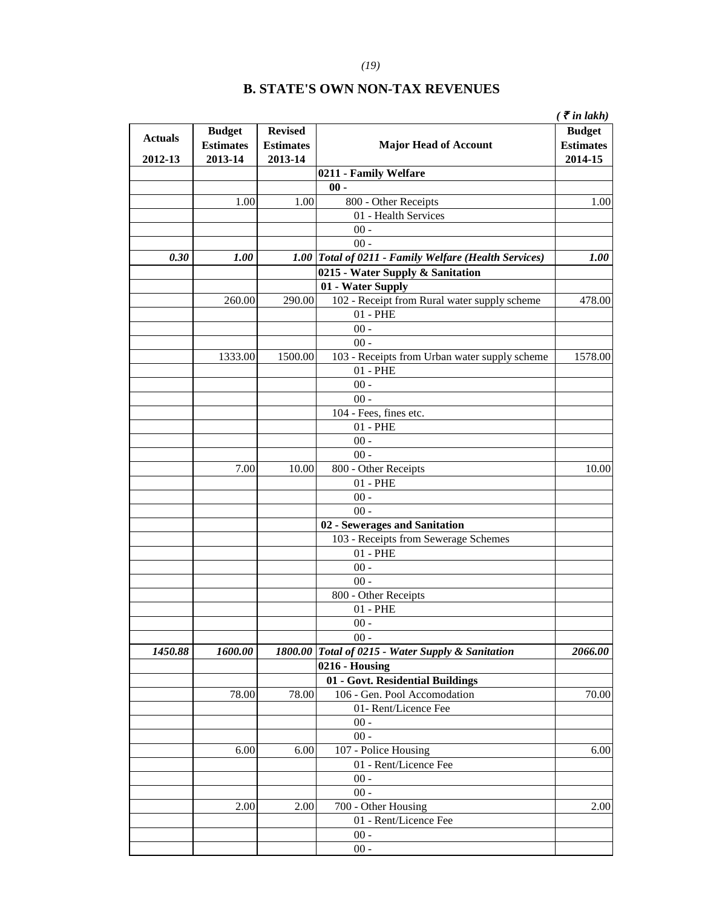## B. STATE'S OWN NON-TAX REVENUES

*( ₹ in lakh)*

| Actuals 2012-13 | Budget Estimates 2013-14 | Revised Estimates 2013-14 | Major Head of Account | Budget Estimates 2014-15 |
|---|---|---|---|---|
| | | | **0211 - Family Welfare** | |
| | | | **00 -** | |
| | 1.00 | 1.00 | 800 - Other Receipts | 1.00 |
| | | | 01 - Health Services | |
| | | | 00 - | |
| | | | 00 - | |
| ***0.30*** | ***1.00*** | ***1.00*** | ***Total of 0211 - Family Welfare (Health Services)*** | ***1.00*** |
| | | | **0215 - Water Supply & Sanitation** | |
| | | | **01 - Water Supply** | |
| | 260.00 | 290.00 | 102 - Receipt from Rural water supply scheme | 478.00 |
| | | | 01 - PHE | |
| | | | 00 - | |
| | | | 00 - | |
| | 1333.00 | 1500.00 | 103 - Receipts from Urban water supply scheme | 1578.00 |
| | | | 01 - PHE | |
| | | | 00 - | |
| | | | 00 - | |
| | | | 104 - Fees, fines etc. | |
| | | | 01 - PHE | |
| | | | 00 - | |
| | | | 00 - | |
| | 7.00 | 10.00 | 800 - Other Receipts | 10.00 |
| | | | 01 - PHE | |
| | | | 00 - | |
| | | | 00 - | |
| | | | **02 - Sewerages and Sanitation** | |
| | | | 103 - Receipts from Sewerage Schemes | |
| | | | 01 - PHE | |
| | | | 00 - | |
| | | | 00 - | |
| | | | 800 - Other Receipts | |
| | | | 01 - PHE | |
| | | | 00 - | |
| | | | 00 - | |
| ***1450.88*** | ***1600.00*** | ***1800.00*** | ***Total of 0215 - Water Supply & Sanitation*** | ***2066.00*** |
| | | | **0216 - Housing** | |
| | | | **01 - Govt. Residential Buildings** | |
| | 78.00 | 78.00 | 106 - Gen. Pool Accomodation | 70.00 |
| | | | 01- Rent/Licence Fee | |
| | | | 00 - | |
| | | | 00 - | |
| | 6.00 | 6.00 | 107 - Police Housing | 6.00 |
| | | | 01 - Rent/Licence Fee | |
| | | | 00 - | |
| | | | 00 - | |
| | 2.00 | 2.00 | 700 - Other Housing | 2.00 |
| | | | 01 - Rent/Licence Fee | |
| | | | 00 - | |
| | | | 00 - | |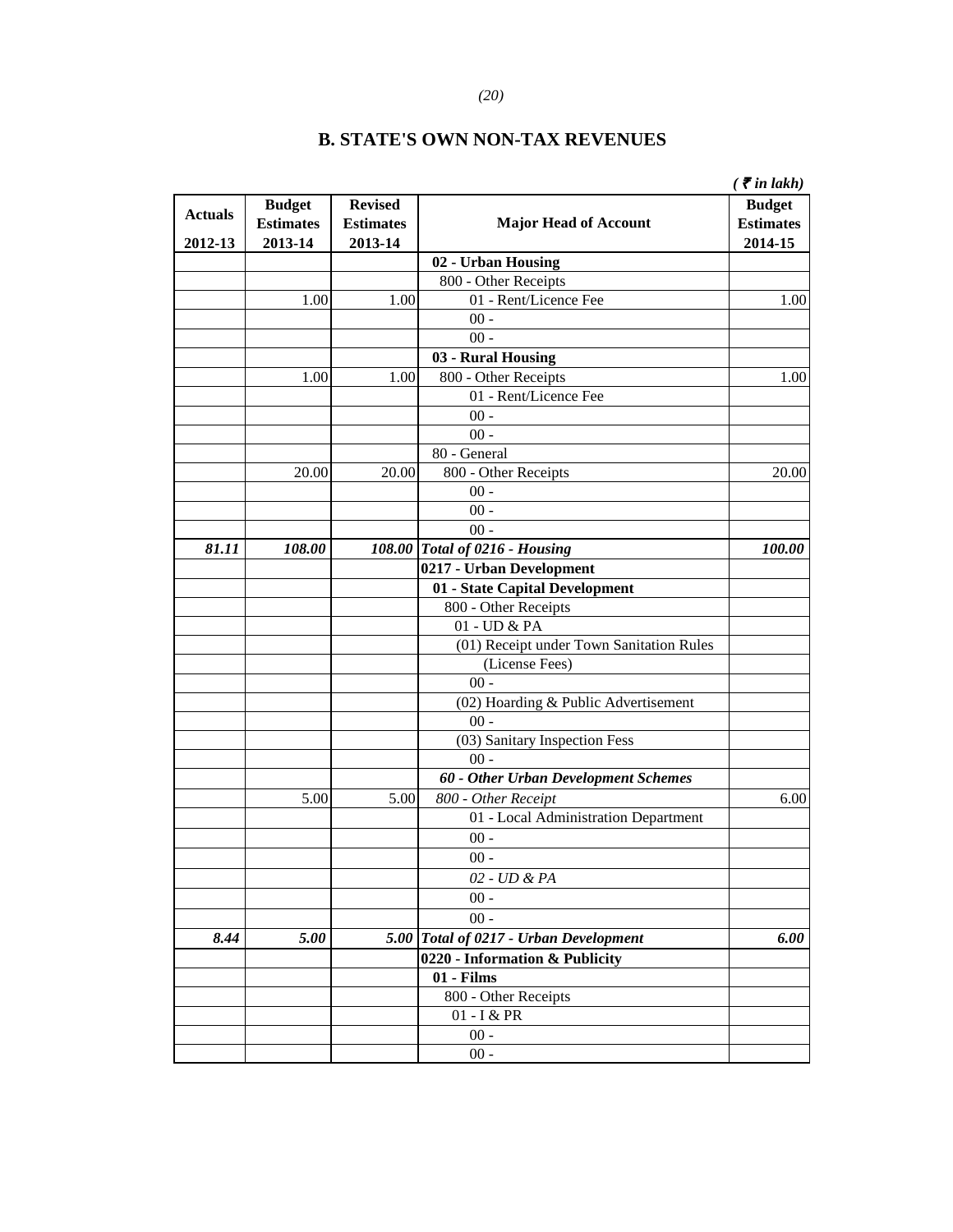## B. STATE'S OWN NON-TAX REVENUES

*( ₹ in lakh)*

| Actuals 2012-13 | Budget Estimates 2013-14 | Revised Estimates 2013-14 | Major Head of Account | Budget Estimates 2014-15 |
|---|---|---|---|---|
| | | | **02 - Urban Housing** | |
| | | | 800 - Other Receipts | |
| | 1.00 | 1.00 | 01 - Rent/Licence Fee | 1.00 |
| | | | 00 - | |
| | | | 00 - | |
| | | | **03 - Rural Housing** | |
| | 1.00 | 1.00 | 800 - Other Receipts | 1.00 |
| | | | 01 - Rent/Licence Fee | |
| | | | 00 - | |
| | | | 00 - | |
| | | | 80 - General | |
| | 20.00 | 20.00 | 800 - Other Receipts | 20.00 |
| | | | 00 - | |
| | | | 00 - | |
| | | | 00 - | |
| ***81.11*** | ***108.00*** | ***108.00*** | ***Total of 0216 - Housing*** | ***100.00*** |
| | | | **0217 - Urban Development** | |
| | | | **01 - State Capital Development** | |
| | | | 800 - Other Receipts | |
| | | | 01 - UD & PA | |
| | | | (01) Receipt under Town Sanitation Rules | |
| | | | (License Fees) | |
| | | | 00 - | |
| | | | (02) Hoarding & Public Advertisement | |
| | | | 00 - | |
| | | | (03) Sanitary Inspection Fess | |
| | | | 00 - | |
| | | | ***60 - Other Urban Development Schemes*** | |
| | 5.00 | 5.00 | *800 - Other Receipt* | 6.00 |
| | | | 01 - Local Administration Department | |
| | | | 00 - | |
| | | | 00 - | |
| | | | *02 - UD & PA* | |
| | | | 00 - | |
| | | | 00 - | |
| ***8.44*** | ***5.00*** | ***5.00*** | ***Total of 0217 - Urban Development*** | ***6.00*** |
| | | | **0220 - Information & Publicity** | |
| | | | **01 - Films** | |
| | | | 800 - Other Receipts | |
| | | | 01 - I & PR | |
| | | | 00 - | |
| | | | 00 - | |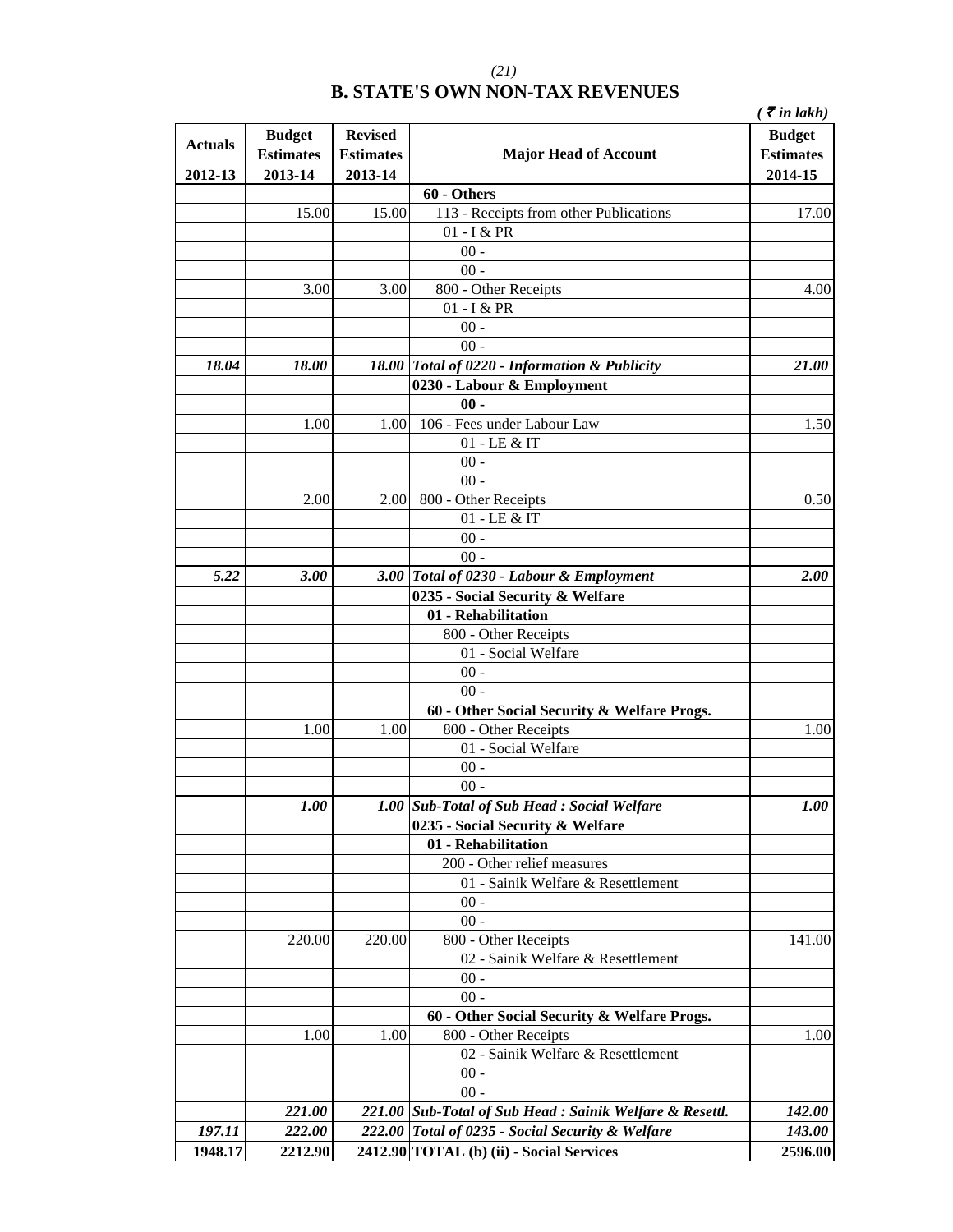## B. STATE'S OWN NON-TAX REVENUES

( ₹ in lakh)

| Actuals 2012-13 | Budget Estimates 2013-14 | Revised Estimates 2013-14 | Major Head of Account | Budget Estimates 2014-15 |
|---|---|---|---|---|
| | | | **60 - Others** | |
| | 15.00 | 15.00 | 113 - Receipts from other Publications | 17.00 |
| | | | 01 - I & PR | |
| | | | 00 - | |
| | | | 00 - | |
| | 3.00 | 3.00 | 800 - Other Receipts | 4.00 |
| | | | 01 - I & PR | |
| | | | 00 - | |
| | | | 00 - | |
| ***18.04*** | ***18.00*** | ***18.00*** | ***Total of 0220 - Information & Publicity*** | ***21.00*** |
| | | | **0230 - Labour & Employment** | |
| | | | **00 -** | |
| | 1.00 | 1.00 | 106 - Fees under Labour Law | 1.50 |
| | | | 01 - LE & IT | |
| | | | 00 - | |
| | | | 00 - | |
| | 2.00 | 2.00 | 800 - Other Receipts | 0.50 |
| | | | 01 - LE & IT | |
| | | | 00 - | |
| | | | 00 - | |
| ***5.22*** | ***3.00*** | ***3.00*** | ***Total of 0230 - Labour & Employment*** | ***2.00*** |
| | | | **0235 - Social Security & Welfare** | |
| | | | **01 - Rehabilitation** | |
| | | | 800 - Other Receipts | |
| | | | 01 - Social Welfare | |
| | | | 00 - | |
| | | | 00 - | |
| | | | **60 - Other Social Security & Welfare Progs.** | |
| | 1.00 | 1.00 | 800 - Other Receipts | 1.00 |
| | | | 01 - Social Welfare | |
| | | | 00 - | |
| | | | 00 - | |
| | ***1.00*** | ***1.00*** | ***Sub-Total of Sub Head : Social Welfare*** | ***1.00*** |
| | | | **0235 - Social Security & Welfare** | |
| | | | **01 - Rehabilitation** | |
| | | | 200 - Other relief measures | |
| | | | 01 - Sainik Welfare & Resettlement | |
| | | | 00 - | |
| | | | 00 - | |
| | 220.00 | 220.00 | 800 - Other Receipts | 141.00 |
| | | | 02 - Sainik Welfare & Resettlement | |
| | | | 00 - | |
| | | | 00 - | |
| | | | **60 - Other Social Security & Welfare Progs.** | |
| | 1.00 | 1.00 | 800 - Other Receipts | 1.00 |
| | | | 02 - Sainik Welfare & Resettlement | |
| | | | 00 - | |
| | | | 00 - | |
| | ***221.00*** | ***221.00*** | ***Sub-Total of Sub Head : Sainik Welfare & Resettl.*** | ***142.00*** |
| ***197.11*** | ***222.00*** | ***222.00*** | ***Total of 0235 - Social Security & Welfare*** | ***143.00*** |
| **1948.17** | **2212.90** | **2412.90** | **TOTAL (b) (ii) - Social Services** | **2596.00** |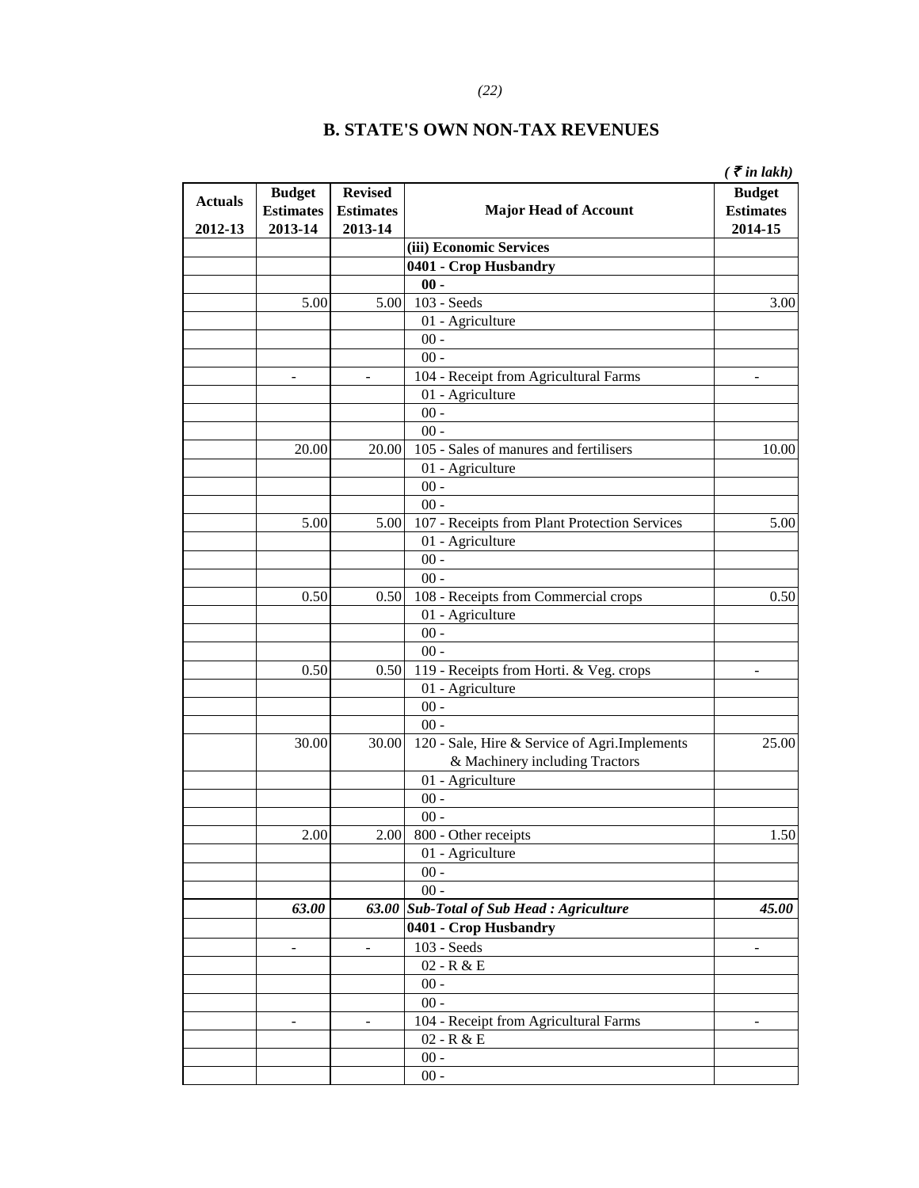# B. STATE'S OWN NON-TAX REVENUES

*( ₹ in lakh)*

| Actuals 2012-13 | Budget Estimates 2013-14 | Revised Estimates 2013-14 | Major Head of Account | Budget Estimates 2014-15 |
|---|---|---|---|---|
| | | | **(iii) Economic Services** | |
| | | | **0401 - Crop Husbandry** | |
| | | | **00 -** | |
| | 5.00 | 5.00 | 103 - Seeds | 3.00 |
| | | | 01 - Agriculture | |
| | | | 00 - | |
| | | | 00 - | |
| | - | - | 104 - Receipt from Agricultural Farms | - |
| | | | 01 - Agriculture | |
| | | | 00 - | |
| | | | 00 - | |
| | 20.00 | 20.00 | 105 - Sales of manures and fertilisers | 10.00 |
| | | | 01 - Agriculture | |
| | | | 00 - | |
| | | | 00 - | |
| | 5.00 | 5.00 | 107 - Receipts from Plant Protection Services | 5.00 |
| | | | 01 - Agriculture | |
| | | | 00 - | |
| | | | 00 - | |
| | 0.50 | 0.50 | 108 - Receipts from Commercial crops | 0.50 |
| | | | 01 - Agriculture | |
| | | | 00 - | |
| | | | 00 - | |
| | 0.50 | 0.50 | 119 - Receipts from Horti. & Veg. crops | - |
| | | | 01 - Agriculture | |
| | | | 00 - | |
| | | | 00 - | |
| | 30.00 | 30.00 | 120 - Sale, Hire & Service of Agri.Implements & Machinery including Tractors | 25.00 |
| | | | 01 - Agriculture | |
| | | | 00 - | |
| | | | 00 - | |
| | 2.00 | 2.00 | 800 - Other receipts | 1.50 |
| | | | 01 - Agriculture | |
| | | | 00 - | |
| | | | 00 - | |
| | ***63.00*** | ***63.00*** | ***Sub-Total of Sub Head : Agriculture*** | ***45.00*** |
| | | | **0401 - Crop Husbandry** | |
| | - | - | 103 - Seeds | - |
| | | | 02 - R & E | |
| | | | 00 - | |
| | | | 00 - | |
| | - | - | 104 - Receipt from Agricultural Farms | - |
| | | | 02 - R & E | |
| | | | 00 - | |
| | | | 00 - | |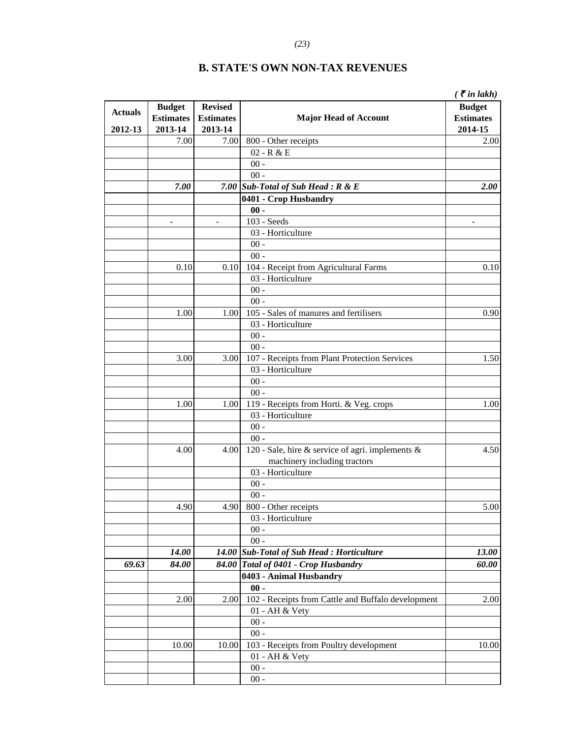## B. STATE'S OWN NON-TAX REVENUES

*( ₹ in lakh)*

| Actuals 2012-13 | Budget Estimates 2013-14 | Revised Estimates 2013-14 | Major Head of Account | Budget Estimates 2014-15 |
|---|---|---|---|---|
| | 7.00 | 7.00 | 800 - Other receipts | 2.00 |
| | | | 02 - R & E | |
| | | | 00 - | |
| | | | 00 - | |
| | ***7.00*** | ***7.00*** | ***Sub-Total of Sub Head : R & E*** | ***2.00*** |
| | | | **0401 - Crop Husbandry** | |
| | | | **00 -** | |
| | - | - | 103 - Seeds | - |
| | | | 03 - Horticulture | |
| | | | 00 - | |
| | | | 00 - | |
| | 0.10 | 0.10 | 104 - Receipt from Agricultural Farms | 0.10 |
| | | | 03 - Horticulture | |
| | | | 00 - | |
| | | | 00 - | |
| | 1.00 | 1.00 | 105 - Sales of manures and fertilisers | 0.90 |
| | | | 03 - Horticulture | |
| | | | 00 - | |
| | | | 00 - | |
| | 3.00 | 3.00 | 107 - Receipts from Plant Protection Services | 1.50 |
| | | | 03 - Horticulture | |
| | | | 00 - | |
| | | | 00 - | |
| | 1.00 | 1.00 | 119 - Receipts from Horti. & Veg. crops | 1.00 |
| | | | 03 - Horticulture | |
| | | | 00 - | |
| | | | 00 - | |
| | 4.00 | 4.00 | 120 - Sale, hire & service of agri. implements & machinery including tractors | 4.50 |
| | | | 03 - Horticulture | |
| | | | 00 - | |
| | | | 00 - | |
| | 4.90 | 4.90 | 800 - Other receipts | 5.00 |
| | | | 03 - Horticulture | |
| | | | 00 - | |
| | | | 00 - | |
| | ***14.00*** | ***14.00*** | ***Sub-Total of Sub Head : Horticulture*** | ***13.00*** |
| ***69.63*** | ***84.00*** | ***84.00*** | ***Total of 0401 - Crop Husbandry*** | ***60.00*** |
| | | | **0403 - Animal Husbandry** | |
| | | | **00 -** | |
| | 2.00 | 2.00 | 102 - Receipts from Cattle and Buffalo development | 2.00 |
| | | | 01 - AH & Vety | |
| | | | 00 - | |
| | | | 00 - | |
| | 10.00 | 10.00 | 103 - Receipts from Poultry development | 10.00 |
| | | | 01 - AH & Vety | |
| | | | 00 - | |
| | | | 00 - | |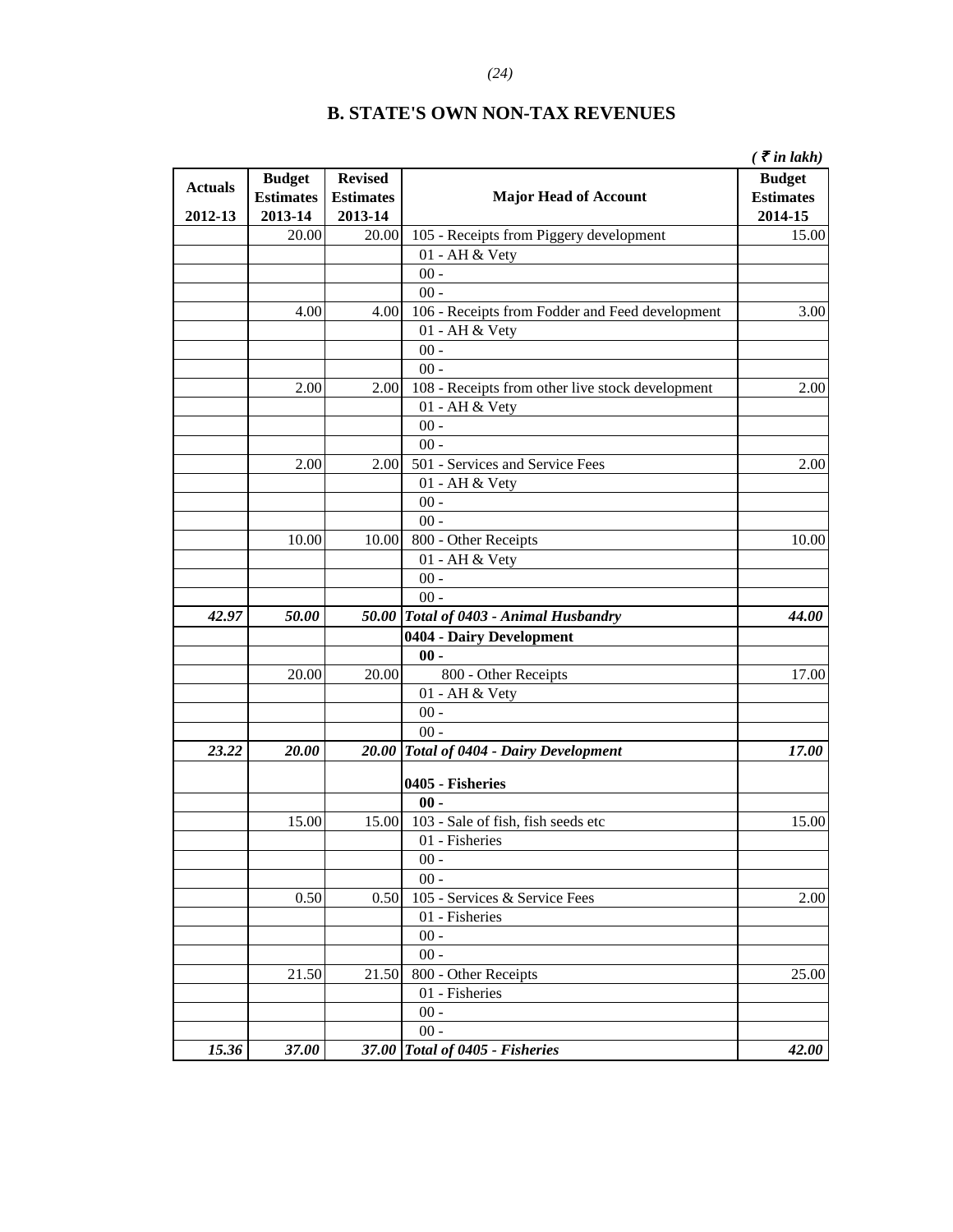## B. STATE'S OWN NON-TAX REVENUES

*( ₹ in lakh)*

| Actuals 2012-13 | Budget Estimates 2013-14 | Revised Estimates 2013-14 | Major Head of Account | Budget Estimates 2014-15 |
|---|---|---|---|---|
| | 20.00 | 20.00 | 105 - Receipts from Piggery development | 15.00 |
| | | | 01 - AH & Vety | |
| | | | 00 - | |
| | | | 00 - | |
| | 4.00 | 4.00 | 106 - Receipts from Fodder and Feed development | 3.00 |
| | | | 01 - AH & Vety | |
| | | | 00 - | |
| | | | 00 - | |
| | 2.00 | 2.00 | 108 - Receipts from other live stock development | 2.00 |
| | | | 01 - AH & Vety | |
| | | | 00 - | |
| | | | 00 - | |
| | 2.00 | 2.00 | 501 - Services and Service Fees | 2.00 |
| | | | 01 - AH & Vety | |
| | | | 00 - | |
| | | | 00 - | |
| | 10.00 | 10.00 | 800 - Other Receipts | 10.00 |
| | | | 01 - AH & Vety | |
| | | | 00 - | |
| | | | 00 - | |
| ***42.97*** | ***50.00*** | ***50.00*** | ***Total of 0403 - Animal Husbandry*** | ***44.00*** |
| | | | **0404 - Dairy Development** | |
| | | | **00 -** | |
| | 20.00 | 20.00 | 800 - Other Receipts | 17.00 |
| | | | 01 - AH & Vety | |
| | | | 00 - | |
| | | | 00 - | |
| ***23.22*** | ***20.00*** | ***20.00*** | ***Total of 0404 - Dairy Development*** | ***17.00*** |
| | | | **0405 - Fisheries** | |
| | | | **00 -** | |
| | 15.00 | 15.00 | 103 - Sale of fish, fish seeds etc | 15.00 |
| | | | 01 - Fisheries | |
| | | | 00 - | |
| | | | 00 - | |
| | 0.50 | 0.50 | 105 - Services & Service Fees | 2.00 |
| | | | 01 - Fisheries | |
| | | | 00 - | |
| | | | 00 - | |
| | 21.50 | 21.50 | 800 - Other Receipts | 25.00 |
| | | | 01 - Fisheries | |
| | | | 00 - | |
| | | | 00 - | |
| ***15.36*** | ***37.00*** | ***37.00*** | ***Total of 0405 - Fisheries*** | ***42.00*** |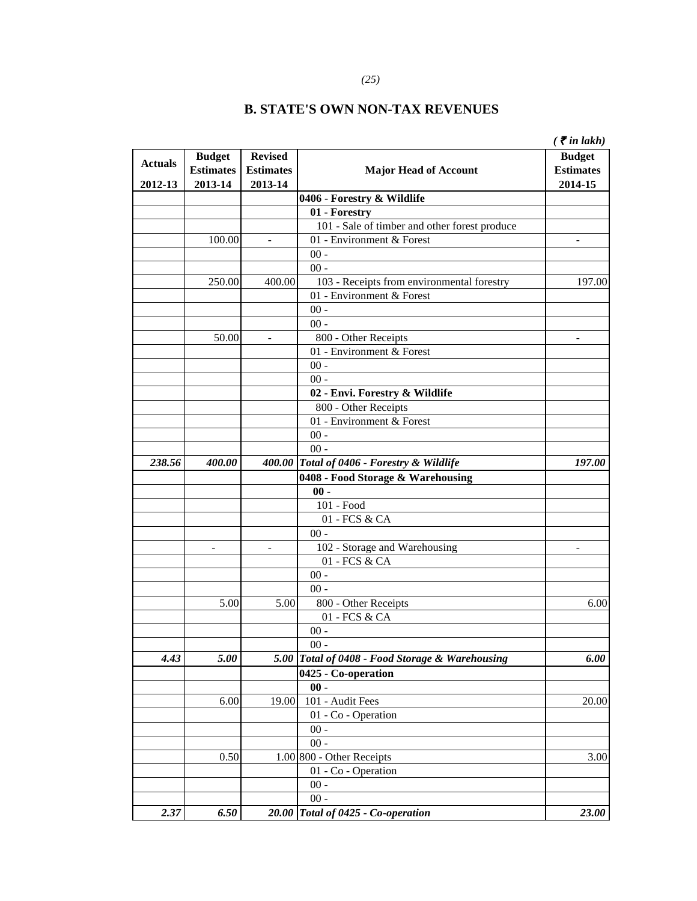## B. STATE'S OWN NON-TAX REVENUES

*( ₹ in lakh)*

| Actuals 2012-13 | Budget Estimates 2013-14 | Revised Estimates 2013-14 | Major Head of Account | Budget Estimates 2014-15 |
|---|---|---|---|---|
| | | | **0406 - Forestry & Wildlife** | |
| | | | **01 - Forestry** | |
| | | | 101 - Sale of timber and other forest produce | |
| | 100.00 | - | 01 - Environment & Forest | - |
| | | | 00 - | |
| | | | 00 - | |
| | 250.00 | 400.00 | 103 - Receipts from environmental forestry | 197.00 |
| | | | 01 - Environment & Forest | |
| | | | 00 - | |
| | | | 00 - | |
| | 50.00 | - | 800 - Other Receipts | - |
| | | | 01 - Environment & Forest | |
| | | | 00 - | |
| | | | 00 - | |
| | | | **02 - Envi. Forestry & Wildlife** | |
| | | | 800 - Other Receipts | |
| | | | 01 - Environment & Forest | |
| | | | 00 - | |
| | | | 00 - | |
| ***238.56*** | ***400.00*** | ***400.00*** | ***Total of 0406 - Forestry & Wildlife*** | ***197.00*** |
| | | | **0408 - Food Storage & Warehousing** | |
| | | | **00 -** | |
| | | | 101 - Food | |
| | | | 01 - FCS & CA | |
| | | | 00 - | |
| | - | - | 102 - Storage and Warehousing | - |
| | | | 01 - FCS & CA | |
| | | | 00 - | |
| | | | 00 - | |
| | 5.00 | 5.00 | 800 - Other Receipts | 6.00 |
| | | | 01 - FCS & CA | |
| | | | 00 - | |
| | | | 00 - | |
| ***4.43*** | ***5.00*** | ***5.00*** | ***Total of 0408 - Food Storage & Warehousing*** | ***6.00*** |
| | | | **0425 - Co-operation** | |
| | | | **00 -** | |
| | 6.00 | 19.00 | 101 - Audit Fees | 20.00 |
| | | | 01 - Co - Operation | |
| | | | 00 - | |
| | | | 00 - | |
| | 0.50 | 1.00 | 800 - Other Receipts | 3.00 |
| | | | 01 - Co - Operation | |
| | | | 00 - | |
| | | | 00 - | |
| ***2.37*** | ***6.50*** | ***20.00*** | ***Total of 0425 - Co-operation*** | ***23.00*** |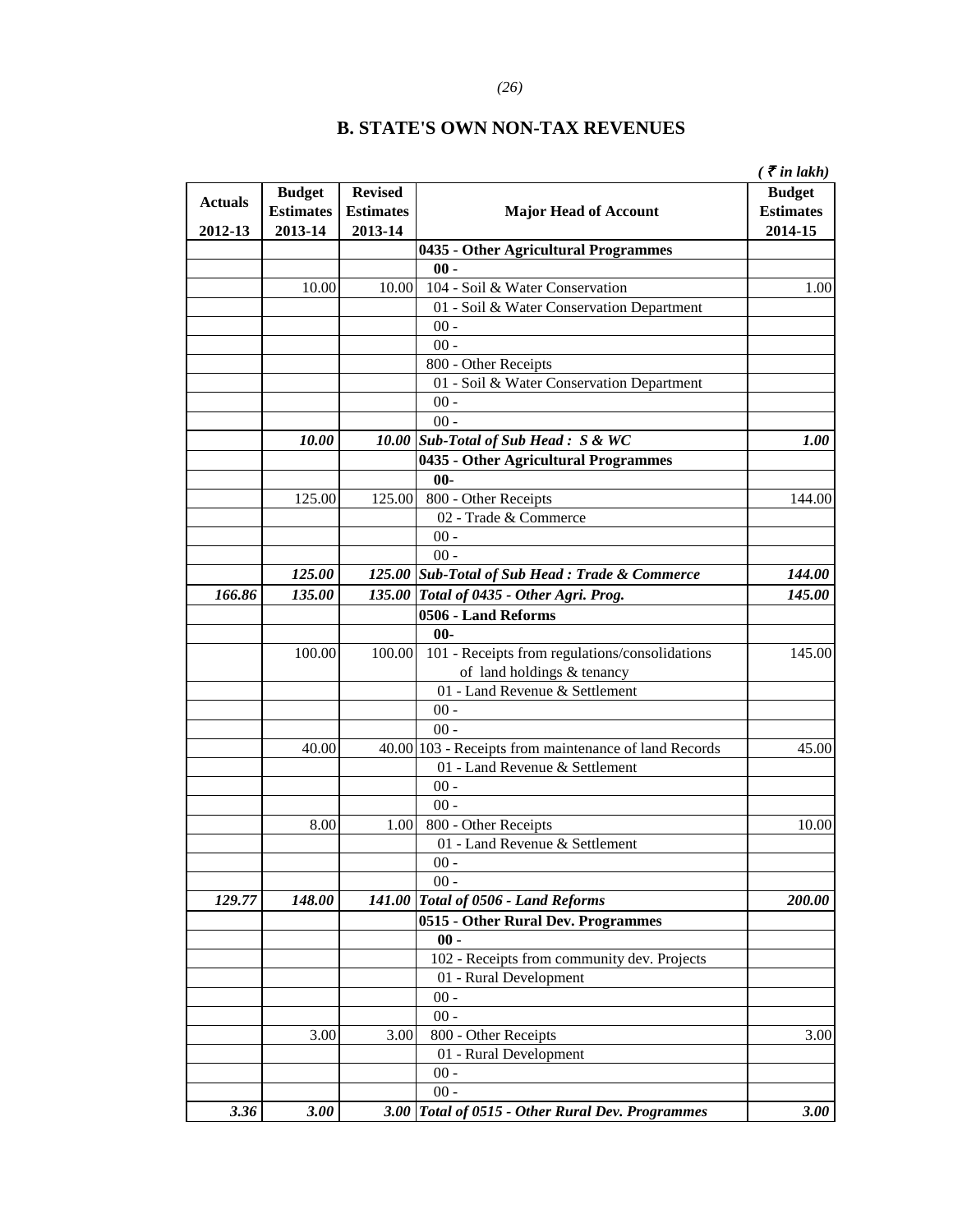## B. STATE'S OWN NON-TAX REVENUES

*( ₹ in lakh)*

| Actuals 2012-13 | Budget Estimates 2013-14 | Revised Estimates 2013-14 | Major Head of Account | Budget Estimates 2014-15 |
|---|---|---|---|---|
| | | | **0435 - Other Agricultural Programmes** | |
| | | | **00 -** | |
| | 10.00 | 10.00 | 104 - Soil & Water Conservation | 1.00 |
| | | | 01 - Soil & Water Conservation Department | |
| | | | 00 - | |
| | | | 00 - | |
| | | | 800 - Other Receipts | |
| | | | 01 - Soil & Water Conservation Department | |
| | | | 00 - | |
| | | | 00 - | |
| | ***10.00*** | ***10.00*** | ***Sub-Total of Sub Head : S & WC*** | ***1.00*** |
| | | | **0435 - Other Agricultural Programmes** | |
| | | | **00-** | |
| | 125.00 | 125.00 | 800 - Other Receipts | 144.00 |
| | | | 02 - Trade & Commerce | |
| | | | 00 - | |
| | | | 00 - | |
| | ***125.00*** | ***125.00*** | ***Sub-Total of Sub Head : Trade & Commerce*** | ***144.00*** |
| ***166.86*** | ***135.00*** | ***135.00*** | ***Total of 0435 - Other Agri. Prog.*** | ***145.00*** |
| | | | **0506 - Land Reforms** | |
| | | | **00-** | |
| | 100.00 | 100.00 | 101 - Receipts from regulations/consolidations of land holdings & tenancy | 145.00 |
| | | | 01 - Land Revenue & Settlement | |
| | | | 00 - | |
| | | | 00 - | |
| | 40.00 | 40.00 | 103 - Receipts from maintenance of land Records | 45.00 |
| | | | 01 - Land Revenue & Settlement | |
| | | | 00 - | |
| | | | 00 - | |
| | 8.00 | 1.00 | 800 - Other Receipts | 10.00 |
| | | | 01 - Land Revenue & Settlement | |
| | | | 00 - | |
| | | | 00 - | |
| ***129.77*** | ***148.00*** | ***141.00*** | ***Total of 0506 - Land Reforms*** | ***200.00*** |
| | | | **0515 - Other Rural Dev. Programmes** | |
| | | | **00 -** | |
| | | | 102 - Receipts from community dev. Projects | |
| | | | 01 - Rural Development | |
| | | | 00 - | |
| | | | 00 - | |
| | 3.00 | 3.00 | 800 - Other Receipts | 3.00 |
| | | | 01 - Rural Development | |
| | | | 00 - | |
| | | | 00 - | |
| ***3.36*** | ***3.00*** | ***3.00*** | ***Total of 0515 - Other Rural Dev. Programmes*** | ***3.00*** |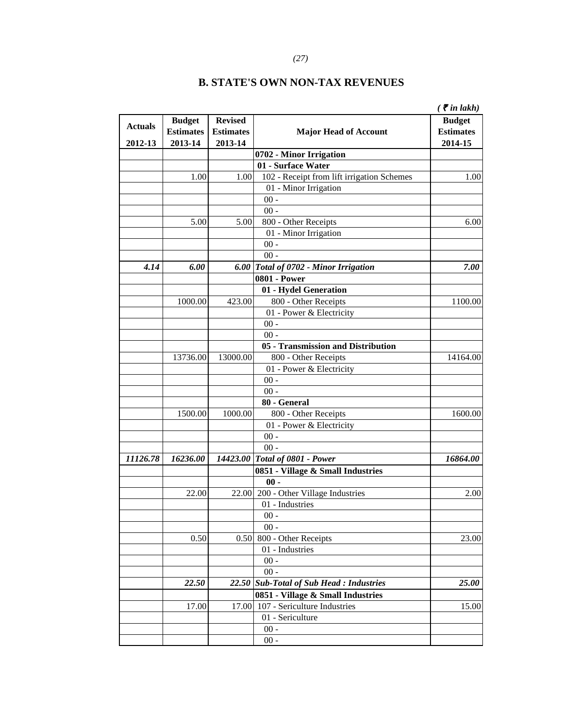## B. STATE'S OWN NON-TAX REVENUES

*( ₹ in lakh)*

| Actuals 2012-13 | Budget Estimates 2013-14 | Revised Estimates 2013-14 | Major Head of Account | Budget Estimates 2014-15 |
|---|---|---|---|---|
| | | | **0702 - Minor Irrigation** | |
| | | | **01 - Surface Water** | |
| | 1.00 | 1.00 | 102 - Receipt from lift irrigation Schemes | 1.00 |
| | | | 01 - Minor Irrigation | |
| | | | 00 - | |
| | | | 00 - | |
| | 5.00 | 5.00 | 800 - Other Receipts | 6.00 |
| | | | 01 - Minor Irrigation | |
| | | | 00 - | |
| | | | 00 - | |
| ***4.14*** | ***6.00*** | ***6.00*** | ***Total of 0702 - Minor Irrigation*** | ***7.00*** |
| | | | **0801 - Power** | |
| | | | **01 - Hydel Generation** | |
| | 1000.00 | 423.00 | 800 - Other Receipts | 1100.00 |
| | | | 01 - Power & Electricity | |
| | | | 00 - | |
| | | | 00 - | |
| | | | **05 - Transmission and Distribution** | |
| | 13736.00 | 13000.00 | 800 - Other Receipts | 14164.00 |
| | | | 01 - Power & Electricity | |
| | | | 00 - | |
| | | | 00 - | |
| | | | **80 - General** | |
| | 1500.00 | 1000.00 | 800 - Other Receipts | 1600.00 |
| | | | 01 - Power & Electricity | |
| | | | 00 - | |
| | | | 00 - | |
| ***11126.78*** | ***16236.00*** | ***14423.00*** | ***Total of 0801 - Power*** | ***16864.00*** |
| | | | **0851 - Village & Small Industries** | |
| | | | **00 -** | |
| | 22.00 | 22.00 | 200 - Other Village Industries | 2.00 |
| | | | 01 - Industries | |
| | | | 00 - | |
| | | | 00 - | |
| | 0.50 | 0.50 | 800 - Other Receipts | 23.00 |
| | | | 01 - Industries | |
| | | | 00 - | |
| | | | 00 - | |
| | ***22.50*** | ***22.50*** | ***Sub-Total of Sub Head : Industries*** | ***25.00*** |
| | | | **0851 - Village & Small Industries** | |
| | 17.00 | 17.00 | 107 - Sericulture Industries | 15.00 |
| | | | 01 - Sericulture | |
| | | | 00 - | |
| | | | 00 - | |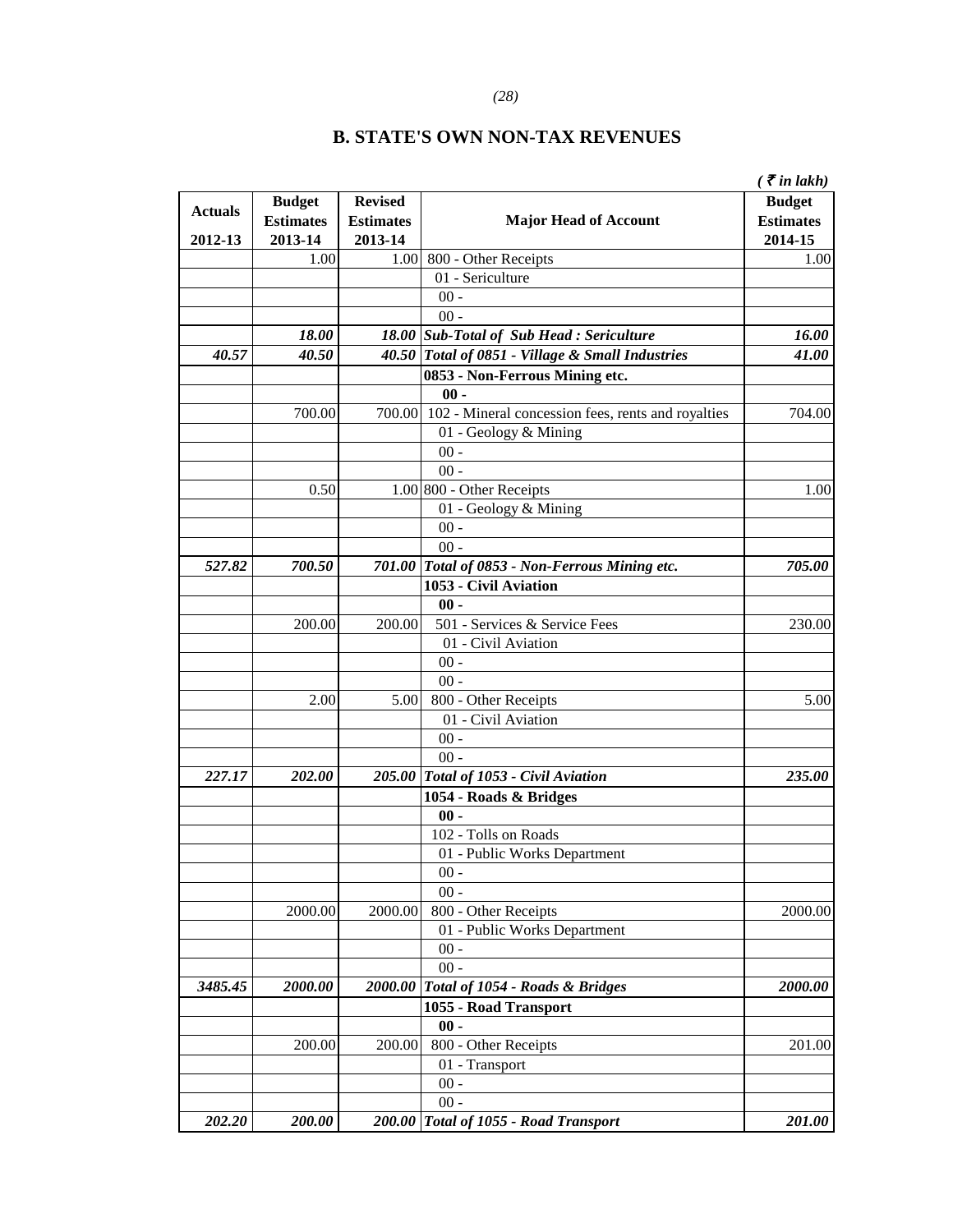## B. STATE'S OWN NON-TAX REVENUES

*( ₹ in lakh)*

| Actuals 2012-13 | Budget Estimates 2013-14 | Revised Estimates 2013-14 | Major Head of Account | Budget Estimates 2014-15 |
|---|---|---|---|---|
| | 1.00 | 1.00 | 800 - Other Receipts | 1.00 |
| | | | 01 - Sericulture | |
| | | | 00 - | |
| | | | 00 - | |
| | *18.00* | *18.00* | ***Sub-Total of Sub Head : Sericulture*** | *16.00* |
| *40.57* | *40.50* | *40.50* | ***Total of 0851 - Village & Small Industries*** | *41.00* |
| | | | **0853 - Non-Ferrous Mining etc.** | |
| | | | **00 -** | |
| | 700.00 | 700.00 | 102 - Mineral concession fees, rents and royalties | 704.00 |
| | | | 01 - Geology & Mining | |
| | | | 00 - | |
| | | | 00 - | |
| | 0.50 | 1.00 | 800 - Other Receipts | 1.00 |
| | | | 01 - Geology & Mining | |
| | | | 00 - | |
| | | | 00 - | |
| *527.82* | *700.50* | *701.00* | ***Total of 0853 - Non-Ferrous Mining etc.*** | *705.00* |
| | | | **1053 - Civil Aviation** | |
| | | | **00 -** | |
| | 200.00 | 200.00 | 501 - Services & Service Fees | 230.00 |
| | | | 01 - Civil Aviation | |
| | | | 00 - | |
| | | | 00 - | |
| | 2.00 | 5.00 | 800 - Other Receipts | 5.00 |
| | | | 01 - Civil Aviation | |
| | | | 00 - | |
| | | | 00 - | |
| *227.17* | *202.00* | *205.00* | ***Total of 1053 - Civil Aviation*** | *235.00* |
| | | | **1054 - Roads & Bridges** | |
| | | | **00 -** | |
| | | | 102 - Tolls on Roads | |
| | | | 01 - Public Works Department | |
| | | | 00 - | |
| | | | 00 - | |
| | 2000.00 | 2000.00 | 800 - Other Receipts | 2000.00 |
| | | | 01 - Public Works Department | |
| | | | 00 - | |
| | | | 00 - | |
| *3485.45* | *2000.00* | *2000.00* | ***Total of 1054 - Roads & Bridges*** | *2000.00* |
| | | | **1055 - Road Transport** | |
| | | | **00 -** | |
| | 200.00 | 200.00 | 800 - Other Receipts | 201.00 |
| | | | 01 - Transport | |
| | | | 00 - | |
| | | | 00 - | |
| *202.20* | *200.00* | *200.00* | ***Total of 1055 - Road Transport*** | *201.00* |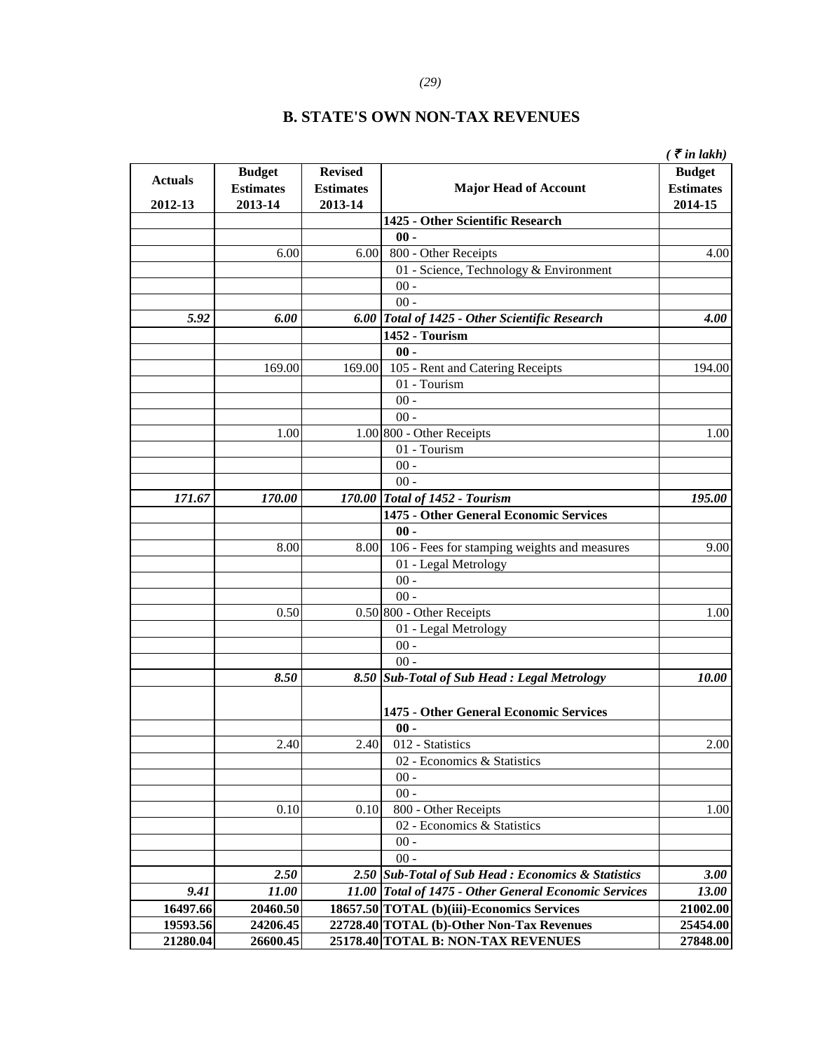# B. STATE'S OWN NON-TAX REVENUES

( ₹ in lakh)

| Actuals 2012-13 | Budget Estimates 2013-14 | Revised Estimates 2013-14 | Major Head of Account | Budget Estimates 2014-15 |
|---|---|---|---|---|
| | | | **1425 - Other Scientific Research** | |
| | | | **00 -** | |
| | 6.00 | 6.00 | 800 - Other Receipts | 4.00 |
| | | | 01 - Science, Technology & Environment | |
| | | | 00 - | |
| | | | 00 - | |
| ***5.92*** | ***6.00*** | ***6.00*** | ***Total of 1425 - Other Scientific Research*** | ***4.00*** |
| | | | **1452 - Tourism** | |
| | | | **00 -** | |
| | 169.00 | 169.00 | 105 - Rent and Catering Receipts | 194.00 |
| | | | 01 - Tourism | |
| | | | 00 - | |
| | | | 00 - | |
| | 1.00 | 1.00 | 800 - Other Receipts | 1.00 |
| | | | 01 - Tourism | |
| | | | 00 - | |
| | | | 00 - | |
| ***171.67*** | ***170.00*** | ***170.00*** | ***Total of 1452 - Tourism*** | ***195.00*** |
| | | | **1475 - Other General Economic Services** | |
| | | | **00 -** | |
| | 8.00 | 8.00 | 106 - Fees for stamping weights and measures | 9.00 |
| | | | 01 - Legal Metrology | |
| | | | 00 - | |
| | | | 00 - | |
| | 0.50 | 0.50 | 800 - Other Receipts | 1.00 |
| | | | 01 - Legal Metrology | |
| | | | 00 - | |
| | | | 00 - | |
| | ***8.50*** | ***8.50*** | ***Sub-Total of Sub Head : Legal Metrology*** | ***10.00*** |
| | | | **1475 - Other General Economic Services** | |
| | | | **00 -** | |
| | 2.40 | 2.40 | 012 - Statistics | 2.00 |
| | | | 02 - Economics & Statistics | |
| | | | 00 - | |
| | | | 00 - | |
| | 0.10 | 0.10 | 800 - Other Receipts | 1.00 |
| | | | 02 - Economics & Statistics | |
| | | | 00 - | |
| | | | 00 - | |
| | ***2.50*** | ***2.50*** | ***Sub-Total of Sub Head : Economics & Statistics*** | ***3.00*** |
| ***9.41*** | ***11.00*** | ***11.00*** | ***Total of 1475 - Other General Economic Services*** | ***13.00*** |
| **16497.66** | **20460.50** | **18657.50** | **TOTAL (b)(iii)-Economics Services** | **21002.00** |
| **19593.56** | **24206.45** | **22728.40** | **TOTAL (b)-Other Non-Tax Revenues** | **25454.00** |
| **21280.04** | **26600.45** | **25178.40** | **TOTAL B: NON-TAX REVENUES** | **27848.00** |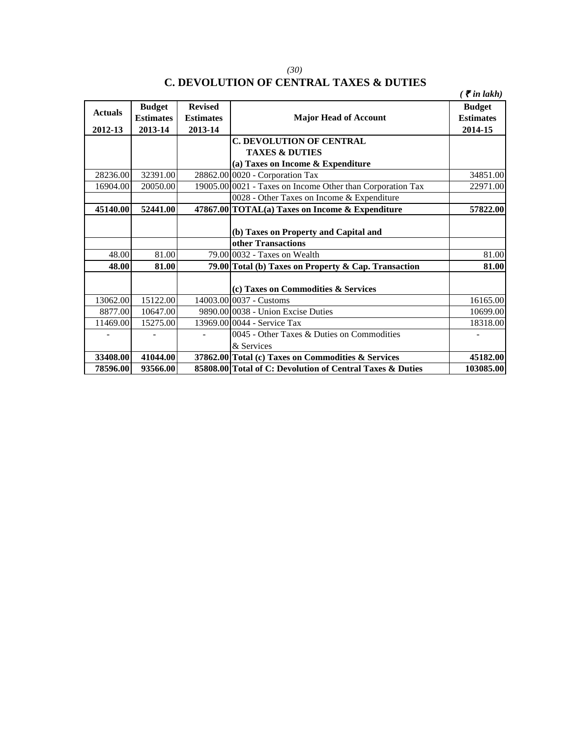## C. DEVOLUTION OF CENTRAL TAXES & DUTIES

*( ₹ in lakh)*

| Actuals 2012-13 | Budget Estimates 2013-14 | Revised Estimates 2013-14 | Major Head of Account | Budget Estimates 2014-15 |
|---|---|---|---|---|
| | | | **C. DEVOLUTION OF CENTRAL TAXES & DUTIES** | |
| | | | **(a) Taxes on Income & Expenditure** | |
| 28236.00 | 32391.00 | 28862.00 | 0020 - Corporation Tax | 34851.00 |
| 16904.00 | 20050.00 | 19005.00 | 0021 - Taxes on Income Other than Corporation Tax | 22971.00 |
| | | | 0028 - Other Taxes on Income & Expenditure | |
| **45140.00** | **52441.00** | **47867.00** | **TOTAL(a) Taxes on Income & Expenditure** | **57822.00** |
| | | | **(b) Taxes on Property and Capital and other Transactions** | |
| 48.00 | 81.00 | 79.00 | 0032 - Taxes on Wealth | 81.00 |
| **48.00** | **81.00** | **79.00** | **Total (b) Taxes on Property & Cap. Transaction** | **81.00** |
| | | | **(c) Taxes on Commodities & Services** | |
| 13062.00 | 15122.00 | 14003.00 | 0037 - Customs | 16165.00 |
| 8877.00 | 10647.00 | 9890.00 | 0038 - Union Excise Duties | 10699.00 |
| 11469.00 | 15275.00 | 13969.00 | 0044 - Service Tax | 18318.00 |
| - | - | - | 0045 - Other Taxes & Duties on Commodities & Services | - |
| **33408.00** | **41044.00** | **37862.00** | **Total (c) Taxes on Commodities & Services** | **45182.00** |
| **78596.00** | **93566.00** | **85808.00** | **Total of C: Devolution of Central Taxes & Duties** | **103085.00** |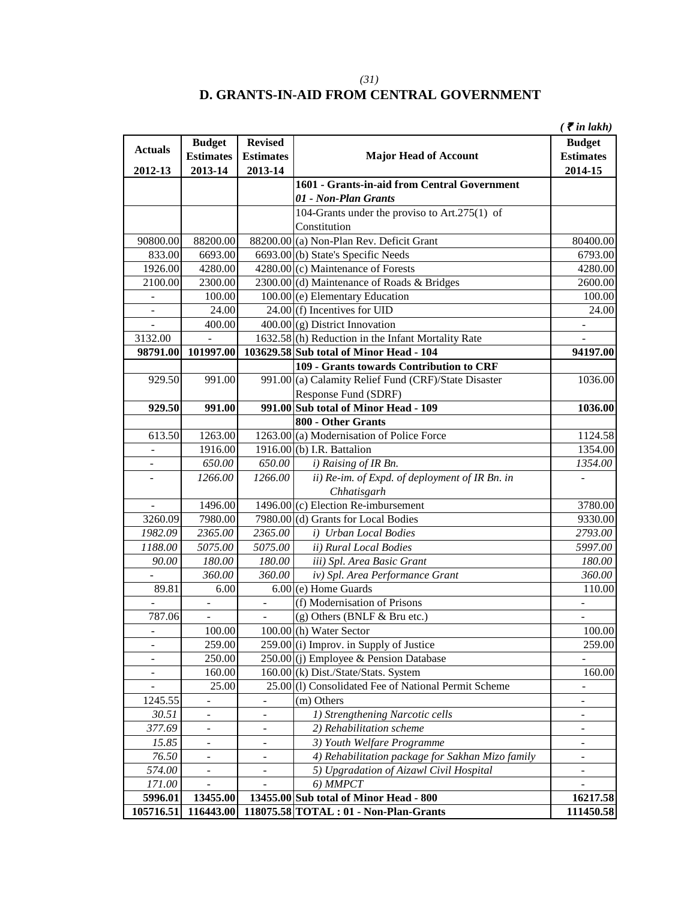(31)

# D. GRANTS-IN-AID FROM CENTRAL GOVERNMENT

*( ₹ in lakh)*

| Actuals 2012-13 | Budget Estimates 2013-14 | Revised Estimates 2013-14 | Major Head of Account | Budget Estimates 2014-15 |
|---|---|---|---|---|
| | | | **1601 - Grants-in-aid from Central Government** | |
| | | | ***01 - Non-Plan Grants*** | |
| | | | 104-Grants under the proviso to Art.275(1) of Constitution | |
| 90800.00 | 88200.00 | 88200.00 | (a) Non-Plan Rev. Deficit Grant | 80400.00 |
| 833.00 | 6693.00 | 6693.00 | (b) State's Specific Needs | 6793.00 |
| 1926.00 | 4280.00 | 4280.00 | (c) Maintenance of Forests | 4280.00 |
| 2100.00 | 2300.00 | 2300.00 | (d) Maintenance of Roads & Bridges | 2600.00 |
| - | 100.00 | 100.00 | (e) Elementary Education | 100.00 |
| - | 24.00 | 24.00 | (f) Incentives for UID | 24.00 |
| - | 400.00 | 400.00 | (g) District Innovation | - |
| 3132.00 | - | 1632.58 | (h) Reduction in the Infant Mortality Rate | - |
| **98791.00** | **101997.00** | **103629.58** | **Sub total of Minor Head - 104** | **94197.00** |
| | | | **109 - Grants towards Contribution to CRF** | |
| 929.50 | 991.00 | 991.00 | (a) Calamity Relief Fund (CRF)/State Disaster Response Fund (SDRF) | 1036.00 |
| **929.50** | **991.00** | **991.00** | **Sub total of Minor Head - 109** | **1036.00** |
| | | | **800 - Other Grants** | |
| 613.50 | 1263.00 | 1263.00 | (a) Modernisation of Police Force | 1124.58 |
| - | 1916.00 | 1916.00 | (b) I.R. Battalion | 1354.00 |
| - | *650.00* | *650.00* | *i) Raising of IR Bn.* | *1354.00* |
| - | *1266.00* | *1266.00* | *ii) Re-im. of Expd. of deployment of IR Bn. in Chhatisgarh* | - |
| - | 1496.00 | 1496.00 | (c) Election Re-imbursement | 3780.00 |
| 3260.09 | 7980.00 | 7980.00 | (d) Grants for Local Bodies | 9330.00 |
| *1982.09* | *2365.00* | *2365.00* | *i) Urban Local Bodies* | *2793.00* |
| *1188.00* | *5075.00* | *5075.00* | *ii) Rural Local Bodies* | *5997.00* |
| *90.00* | *180.00* | *180.00* | *iii) Spl. Area Basic Grant* | *180.00* |
| - | *360.00* | *360.00* | *iv) Spl. Area Performance Grant* | *360.00* |
| 89.81 | 6.00 | 6.00 | (e) Home Guards | 110.00 |
| - | - | - | (f) Modernisation of Prisons | - |
| 787.06 | - | - | (g) Others (BNLF & Bru etc.) | - |
| - | 100.00 | 100.00 | (h) Water Sector | 100.00 |
| - | 259.00 | 259.00 | (i) Improv. in Supply of Justice | 259.00 |
| - | 250.00 | 250.00 | (j) Employee & Pension Database | - |
| - | 160.00 | 160.00 | (k) Dist./State/Stats. System | 160.00 |
| - | 25.00 | 25.00 | (l) Consolidated Fee of National Permit Scheme | - |
| 1245.55 | - | - | (m) Others | - |
| *30.51* | - | - | *1) Strengthening Narcotic cells* | - |
| *377.69* | - | - | *2) Rehabilitation scheme* | - |
| *15.85* | - | - | *3) Youth Welfare Programme* | - |
| *76.50* | - | - | *4) Rehabilitation package for Sakhan Mizo family* | - |
| *574.00* | - | - | *5) Upgradation of Aizawl Civil Hospital* | - |
| *171.00* | - | - | *6) MMPCT* | - |
| **5996.01** | **13455.00** | **13455.00** | **Sub total of Minor Head - 800** | **16217.58** |
| **105716.51** | **116443.00** | **118075.58** | **TOTAL : 01 - Non-Plan-Grants** | **111450.58** |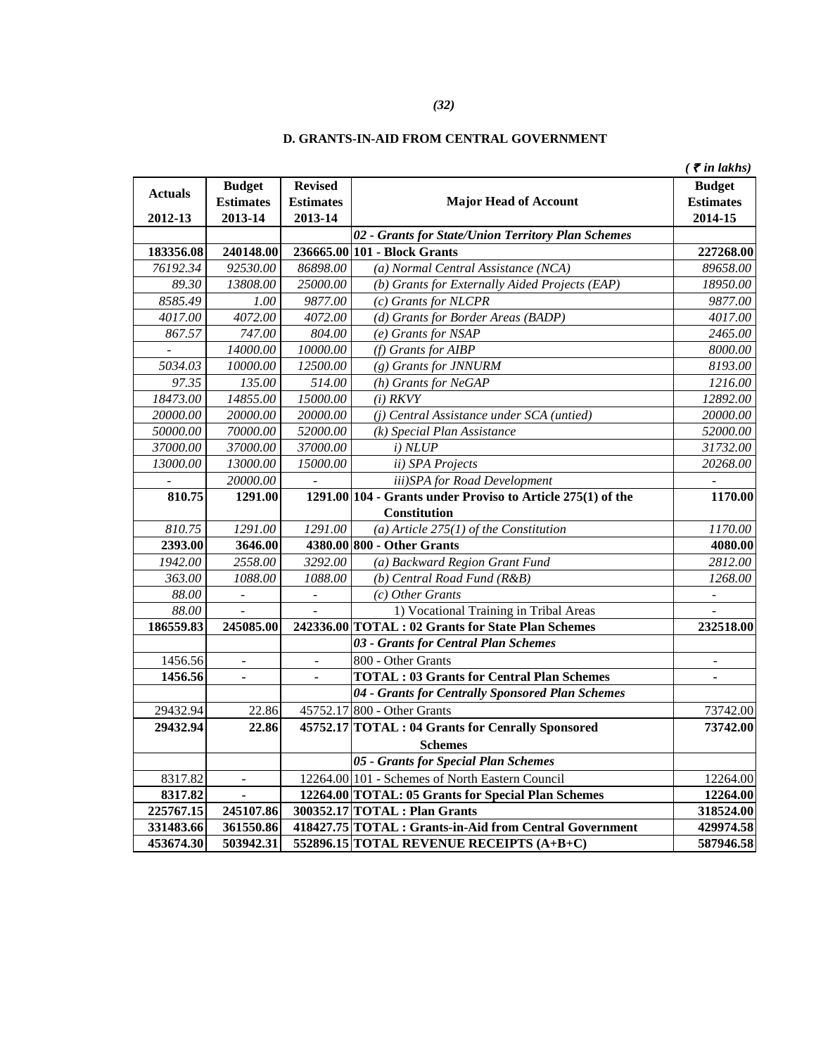## D. GRANTS-IN-AID FROM CENTRAL GOVERNMENT

*( ₹ in lakhs)*

| Actuals 2012-13 | Budget Estimates 2013-14 | Revised Estimates 2013-14 | Major Head of Account | Budget Estimates 2014-15 |
|---|---|---|---|---|
| | | | ***02 - Grants for State/Union Territory Plan Schemes*** | |
| **183356.08** | **240148.00** | **236665.00** | **101 - Block Grants** | **227268.00** |
| *76192.34* | *92530.00* | *86898.00* | *(a) Normal Central Assistance (NCA)* | *89658.00* |
| *89.30* | *13808.00* | *25000.00* | *(b) Grants for Externally Aided Projects (EAP)* | *18950.00* |
| *8585.49* | *1.00* | *9877.00* | *(c) Grants for NLCPR* | *9877.00* |
| *4017.00* | *4072.00* | *4072.00* | *(d) Grants for Border Areas (BADP)* | *4017.00* |
| *867.57* | *747.00* | *804.00* | *(e) Grants for NSAP* | *2465.00* |
| - | *14000.00* | *10000.00* | *(f) Grants for AIBP* | *8000.00* |
| *5034.03* | *10000.00* | *12500.00* | *(g) Grants for JNNURM* | *8193.00* |
| *97.35* | *135.00* | *514.00* | *(h) Grants for NeGAP* | *1216.00* |
| *18473.00* | *14855.00* | *15000.00* | *(i) RKVY* | *12892.00* |
| *20000.00* | *20000.00* | *20000.00* | *(j) Central Assistance under SCA (untied)* | *20000.00* |
| *50000.00* | *70000.00* | *52000.00* | *(k) Special Plan Assistance* | *52000.00* |
| *37000.00* | *37000.00* | *37000.00* | *i) NLUP* | *31732.00* |
| *13000.00* | *13000.00* | *15000.00* | *ii) SPA Projects* | *20268.00* |
| - | *20000.00* | - | *iii)SPA for Road Development* | - |
| **810.75** | **1291.00** | **1291.00** | **104 - Grants under Proviso to Article 275(1) of the Constitution** | **1170.00** |
| *810.75* | *1291.00* | *1291.00* | *(a) Article 275(1) of the Constitution* | *1170.00* |
| **2393.00** | **3646.00** | **4380.00** | **800 - Other Grants** | **4080.00** |
| *1942.00* | *2558.00* | *3292.00* | *(a) Backward Region Grant Fund* | *2812.00* |
| *363.00* | *1088.00* | *1088.00* | *(b) Central Road Fund (R&B)* | *1268.00* |
| *88.00* | - | - | *(c) Other Grants* | - |
| *88.00* | - | - | 1) Vocational Training in Tribal Areas | - |
| **186559.83** | **245085.00** | **242336.00** | **TOTAL : 02 Grants for State Plan Schemes** | **232518.00** |
| | | | ***03 - Grants for Central Plan Schemes*** | |
| 1456.56 | - | - | 800 - Other Grants | - |
| **1456.56** | **-** | **-** | **TOTAL : 03 Grants for Central Plan Schemes** | **-** |
| | | | ***04 - Grants for Centrally Sponsored Plan Schemes*** | |
| 29432.94 | 22.86 | 45752.17 | 800 - Other Grants | 73742.00 |
| **29432.94** | **22.86** | **45752.17** | **TOTAL : 04 Grants for Cenrally Sponsored Schemes** | **73742.00** |
| | | | ***05 - Grants for Special Plan Schemes*** | |
| 8317.82 | - | 12264.00 | 101 - Schemes of North Eastern Council | 12264.00 |
| **8317.82** | **-** | **12264.00** | **TOTAL: 05 Grants for Special Plan Schemes** | **12264.00** |
| **225767.15** | **245107.86** | **300352.17** | **TOTAL : Plan Grants** | **318524.00** |
| **331483.66** | **361550.86** | **418427.75** | **TOTAL : Grants-in-Aid from Central Government** | **429974.58** |
| **453674.30** | **503942.31** | **552896.15** | **TOTAL REVENUE RECEIPTS (A+B+C)** | **587946.58** |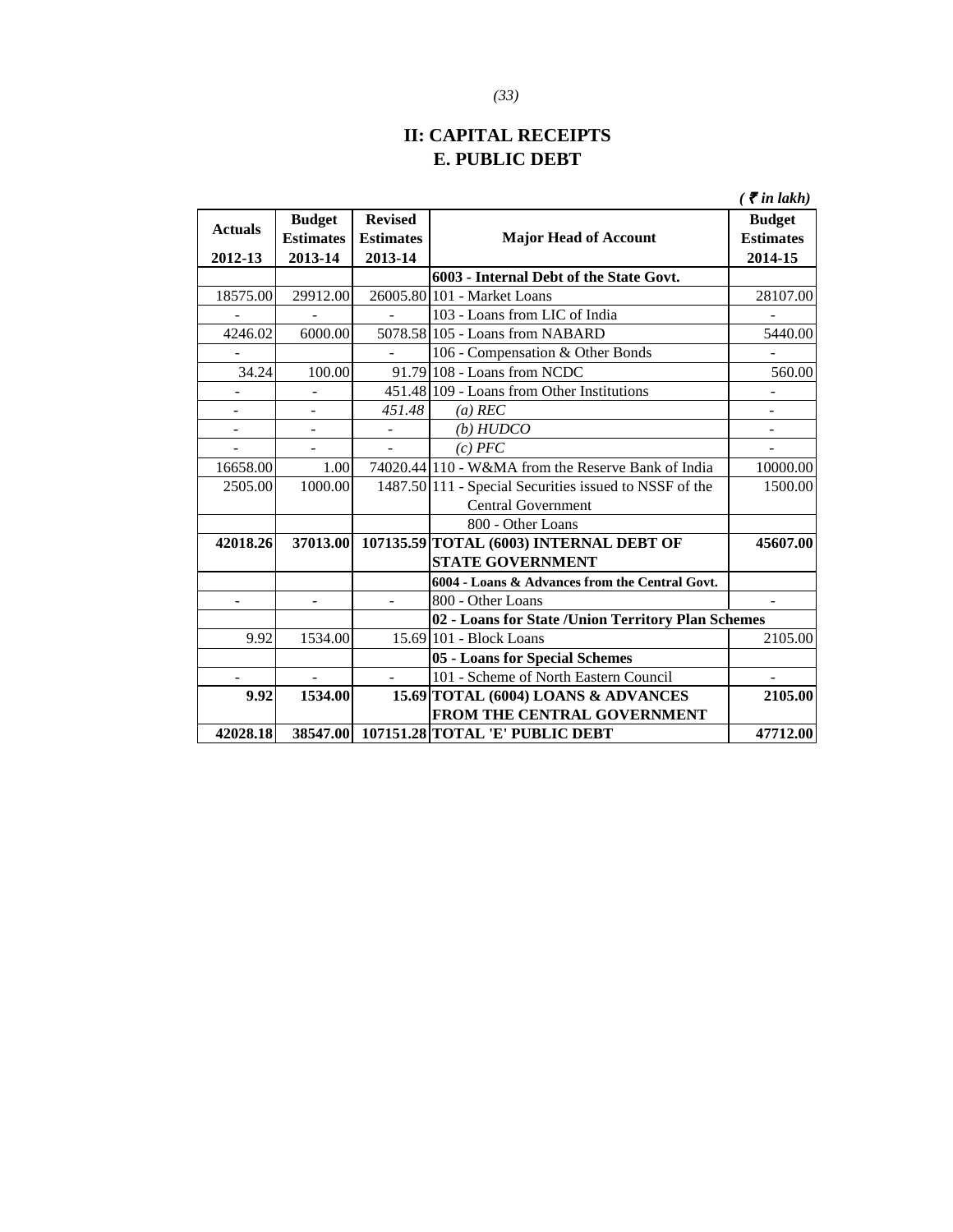# II: CAPITAL RECEIPTS
## E. PUBLIC DEBT

*( ₹ in lakh)*

| Actuals 2012-13 | Budget Estimates 2013-14 | Revised Estimates 2013-14 | Major Head of Account | Budget Estimates 2014-15 |
|---|---|---|---|---|
| | | | **6003 - Internal Debt of the State Govt.** | |
| 18575.00 | 29912.00 | 26005.80 | 101 - Market Loans | 28107.00 |
| - | - | - | 103 - Loans from LIC of India | - |
| 4246.02 | 6000.00 | 5078.58 | 105 - Loans from NABARD | 5440.00 |
| - | | - | 106 - Compensation & Other Bonds | - |
| 34.24 | 100.00 | 91.79 | 108 - Loans from NCDC | 560.00 |
| - | - | 451.48 | 109 - Loans from Other Institutions | - |
| - | - | *451.48* | *(a) REC* | - |
| - | - | - | *(b) HUDCO* | - |
| - | - | - | *(c) PFC* | - |
| 16658.00 | 1.00 | 74020.44 | 110 - W&MA from the Reserve Bank of India | 10000.00 |
| 2505.00 | 1000.00 | 1487.50 | 111 - Special Securities issued to NSSF of the Central Government | 1500.00 |
| | | | 800 - Other Loans | |
| **42018.26** | **37013.00** | **107135.59** | **TOTAL (6003) INTERNAL DEBT OF STATE GOVERNMENT** | **45607.00** |
| | | | **6004 - Loans & Advances from the Central Govt.** | |
| - | - | - | 800 - Other Loans | - |
| | | | **02 - Loans for State /Union Territory Plan Schemes** | |
| 9.92 | 1534.00 | 15.69 | 101 - Block Loans | 2105.00 |
| | | | **05 - Loans for Special Schemes** | |
| - | - | - | 101 - Scheme of North Eastern Council | - |
| **9.92** | **1534.00** | **15.69** | **TOTAL (6004) LOANS & ADVANCES FROM THE CENTRAL GOVERNMENT** | **2105.00** |
| **42028.18** | **38547.00** | **107151.28** | **TOTAL 'E' PUBLIC DEBT** | **47712.00** |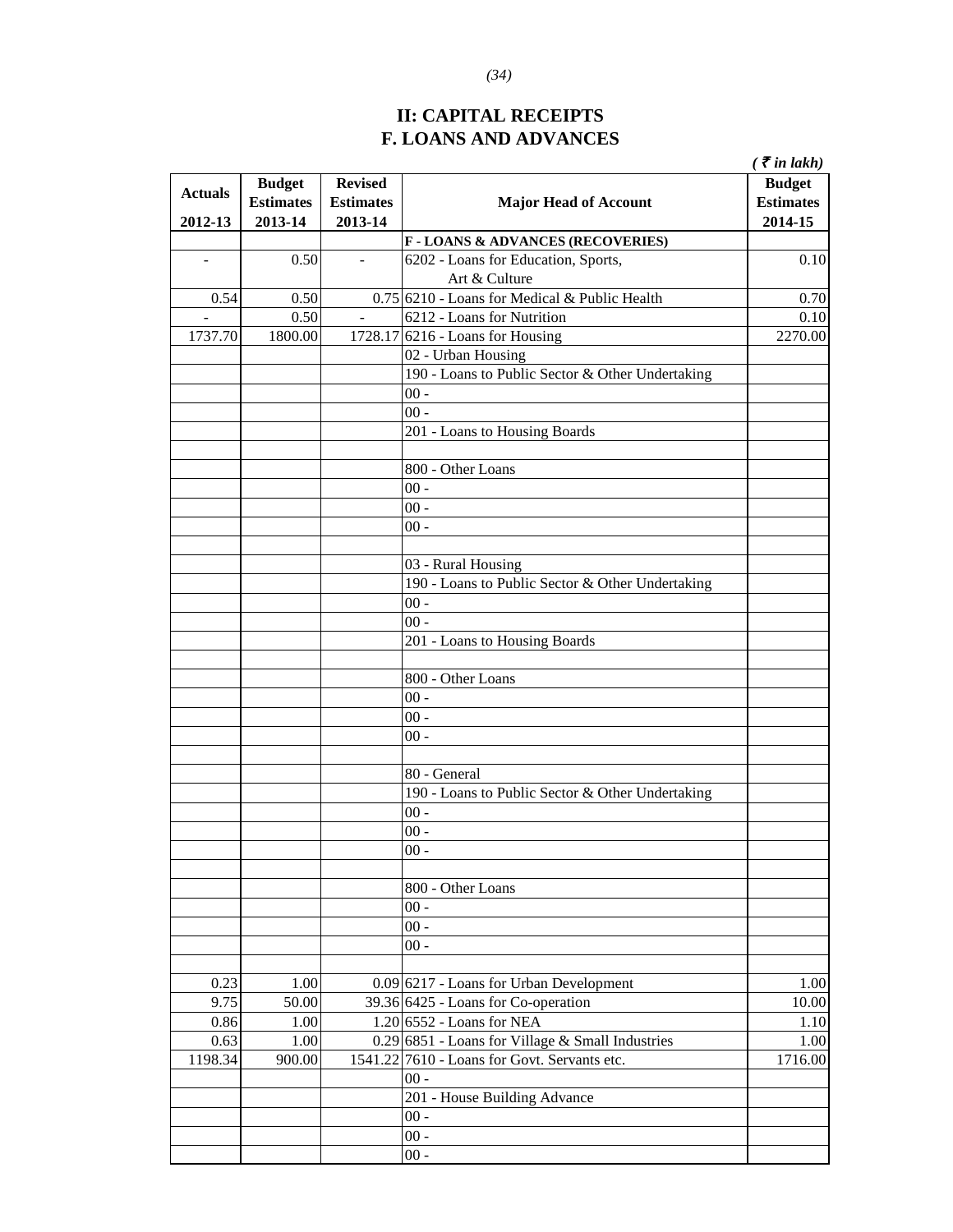## II: CAPITAL RECEIPTS
## F. LOANS AND ADVANCES

*( ₹ in lakh)*

| Actuals 2012-13 | Budget Estimates 2013-14 | Revised Estimates 2013-14 | Major Head of Account | Budget Estimates 2014-15 |
|---|---|---|---|---|
| | | | **F - LOANS & ADVANCES (RECOVERIES)** | |
| - | 0.50 | - | 6202 - Loans for Education, Sports, Art & Culture | 0.10 |
| 0.54 | 0.50 | 0.75 | 6210 - Loans for Medical & Public Health | 0.70 |
| - | 0.50 | - | 6212 - Loans for Nutrition | 0.10 |
| 1737.70 | 1800.00 | 1728.17 | 6216 - Loans for Housing | 2270.00 |
| | | | 02 - Urban Housing | |
| | | | 190 - Loans to Public Sector & Other Undertaking | |
| | | | 00 - | |
| | | | 00 - | |
| | | | 201 - Loans to Housing Boards | |
| | | | | |
| | | | 800 - Other Loans | |
| | | | 00 - | |
| | | | 00 - | |
| | | | 00 - | |
| | | | | |
| | | | 03 - Rural Housing | |
| | | | 190 - Loans to Public Sector & Other Undertaking | |
| | | | 00 - | |
| | | | 00 - | |
| | | | 201 - Loans to Housing Boards | |
| | | | | |
| | | | 800 - Other Loans | |
| | | | 00 - | |
| | | | 00 - | |
| | | | 00 - | |
| | | | | |
| | | | 80 - General | |
| | | | 190 - Loans to Public Sector & Other Undertaking | |
| | | | 00 - | |
| | | | 00 - | |
| | | | 00 - | |
| | | | | |
| | | | 800 - Other Loans | |
| | | | 00 - | |
| | | | 00 - | |
| | | | 00 - | |
| | | | | |
| 0.23 | 1.00 | 0.09 | 6217 - Loans for Urban Development | 1.00 |
| 9.75 | 50.00 | 39.36 | 6425 - Loans for Co-operation | 10.00 |
| 0.86 | 1.00 | 1.20 | 6552 - Loans for NEA | 1.10 |
| 0.63 | 1.00 | 0.29 | 6851 - Loans for Village & Small Industries | 1.00 |
| 1198.34 | 900.00 | 1541.22 | 7610 - Loans for Govt. Servants etc. | 1716.00 |
| | | | 00 - | |
| | | | 201 - House Building Advance | |
| | | | 00 - | |
| | | | 00 - | |
| | | | 00 - | |